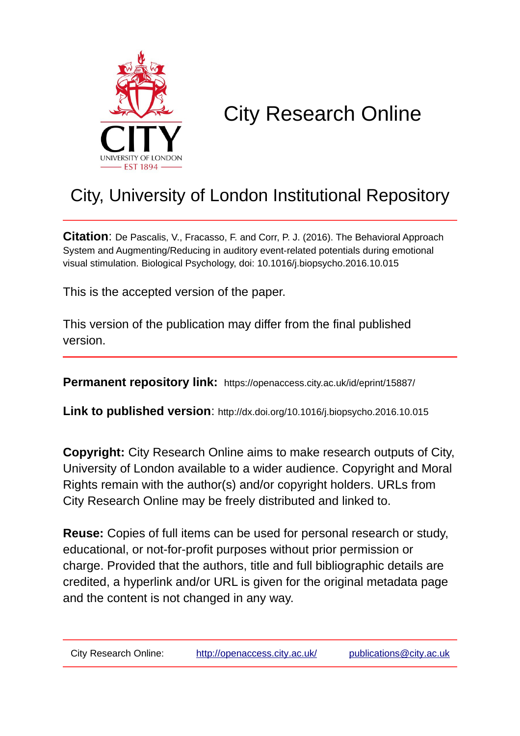# City Research Online

## City, University of London Institutional Repository

**Citation**: De Pascalis, V., Fracasso, F. and Corr, P. J. (2016). The Behavioral Approach System and Augmenting/Reducing in auditory event-related potentials during emotional visual stimulation. Biological Psychology, doi: 10.1016/j.biopsycho.2016.10.015

This is the accepted version of the paper.

This version of the publication may differ from the final published version.

**Permanent repository link:** https://openaccess.city.ac.uk/id/eprint/15887/

**Link to published version**: http://dx.doi.org/10.1016/j.biopsycho.2016.10.015

**Copyright:** City Research Online aims to make research outputs of City, University of London available to a wider audience. Copyright and Moral Rights remain with the author(s) and/or copyright holders. URLs from City Research Online may be freely distributed and linked to.

**Reuse:** Copies of full items can be used for personal research or study, educational, or not-for-profit purposes without prior permission or charge. Provided that the authors, title and full bibliographic details are credited, a hyperlink and/or URL is given for the original metadata page and the content is not changed in any way.

City Research Online: http://openaccess.city.ac.uk/ publications@city.ac.uk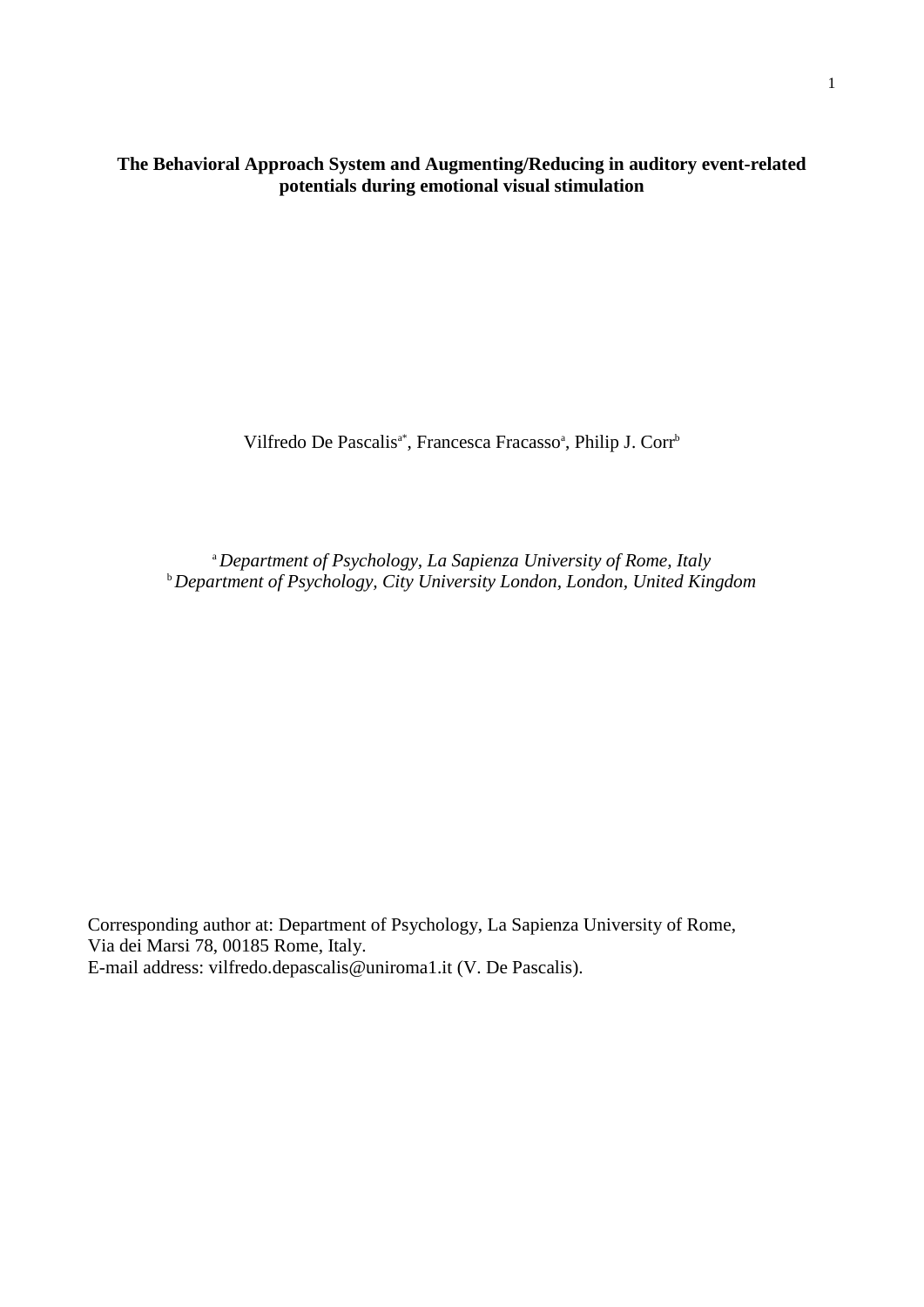**The Behavioral Approach System and Augmenting/Reducing in auditory event-related potentials during emotional visual stimulation**

Vilfredo De Pascalis[a*], Francesca Fracasso[a], Philip J. Corr[b]

[a] *Department of Psychology, La Sapienza University of Rome, Italy*
[b] *Department of Psychology, City University London, London, United Kingdom*

Corresponding author at: Department of Psychology, La Sapienza University of Rome, Via dei Marsi 78, 00185 Rome, Italy.
E-mail address: vilfredo.depascalis@uniroma1.it (V. De Pascalis).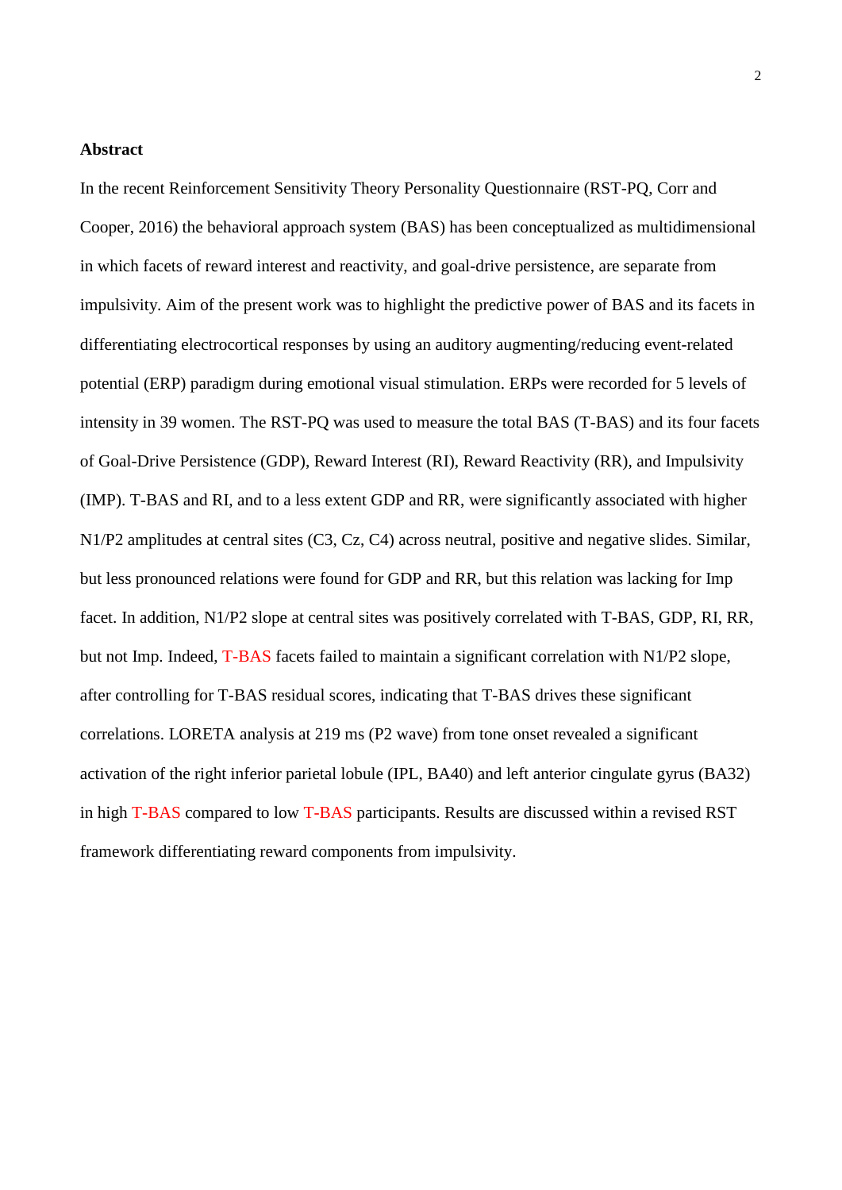## Abstract

In the recent Reinforcement Sensitivity Theory Personality Questionnaire (RST-PQ, Corr and Cooper, 2016) the behavioral approach system (BAS) has been conceptualized as multidimensional in which facets of reward interest and reactivity, and goal-drive persistence, are separate from impulsivity. Aim of the present work was to highlight the predictive power of BAS and its facets in differentiating electrocortical responses by using an auditory augmenting/reducing event-related potential (ERP) paradigm during emotional visual stimulation. ERPs were recorded for 5 levels of intensity in 39 women. The RST-PQ was used to measure the total BAS (T-BAS) and its four facets of Goal-Drive Persistence (GDP), Reward Interest (RI), Reward Reactivity (RR), and Impulsivity (IMP). T-BAS and RI, and to a less extent GDP and RR, were significantly associated with higher N1/P2 amplitudes at central sites (C3, Cz, C4) across neutral, positive and negative slides. Similar, but less pronounced relations were found for GDP and RR, but this relation was lacking for Imp facet. In addition, N1/P2 slope at central sites was positively correlated with T-BAS, GDP, RI, RR, but not Imp. Indeed, T-BAS facets failed to maintain a significant correlation with N1/P2 slope, after controlling for T-BAS residual scores, indicating that T-BAS drives these significant correlations. LORETA analysis at 219 ms (P2 wave) from tone onset revealed a significant activation of the right inferior parietal lobule (IPL, BA40) and left anterior cingulate gyrus (BA32) in high T-BAS compared to low T-BAS participants. Results are discussed within a revised RST framework differentiating reward components from impulsivity.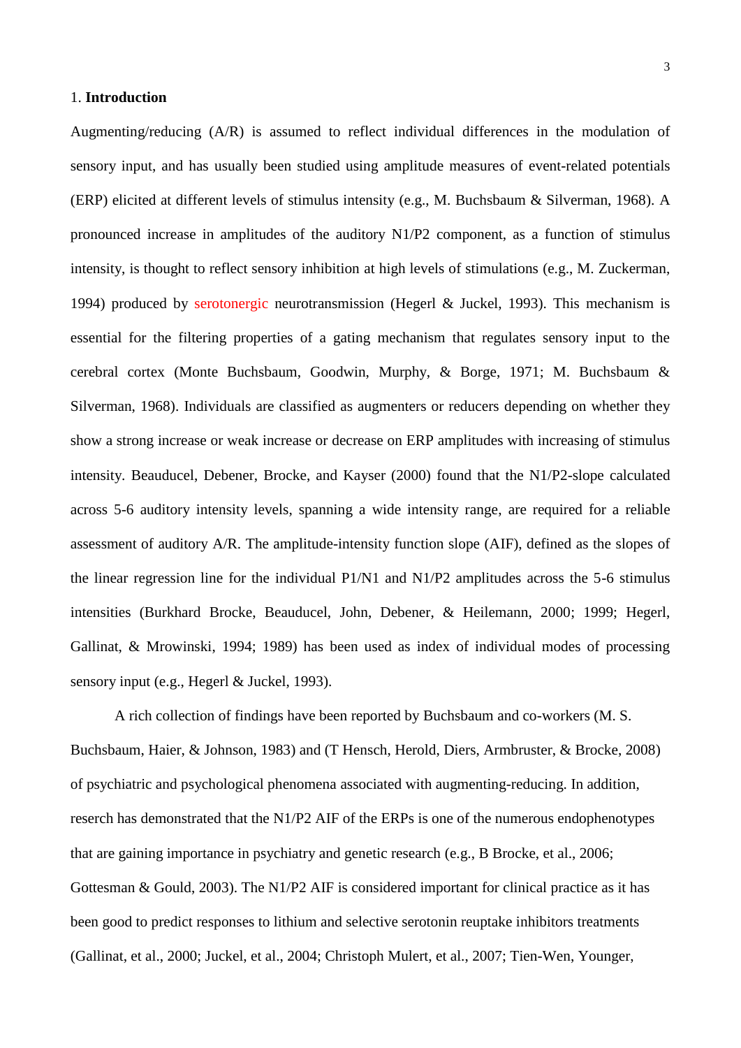## 1. **Introduction**

Augmenting/reducing (A/R) is assumed to reflect individual differences in the modulation of sensory input, and has usually been studied using amplitude measures of event-related potentials (ERP) elicited at different levels of stimulus intensity (e.g., M. Buchsbaum & Silverman, 1968). A pronounced increase in amplitudes of the auditory N1/P2 component, as a function of stimulus intensity, is thought to reflect sensory inhibition at high levels of stimulations (e.g., M. Zuckerman, 1994) produced by serotonergic neurotransmission (Hegerl & Juckel, 1993). This mechanism is essential for the filtering properties of a gating mechanism that regulates sensory input to the cerebral cortex (Monte Buchsbaum, Goodwin, Murphy, & Borge, 1971; M. Buchsbaum & Silverman, 1968). Individuals are classified as augmenters or reducers depending on whether they show a strong increase or weak increase or decrease on ERP amplitudes with increasing of stimulus intensity. Beauducel, Debener, Brocke, and Kayser (2000) found that the N1/P2-slope calculated across 5-6 auditory intensity levels, spanning a wide intensity range, are required for a reliable assessment of auditory A/R. The amplitude-intensity function slope (AIF), defined as the slopes of the linear regression line for the individual P1/N1 and N1/P2 amplitudes across the 5-6 stimulus intensities (Burkhard Brocke, Beauducel, John, Debener, & Heilemann, 2000; 1999; Hegerl, Gallinat, & Mrowinski, 1994; 1989) has been used as index of individual modes of processing sensory input (e.g., Hegerl & Juckel, 1993).

A rich collection of findings have been reported by Buchsbaum and co-workers (M. S. Buchsbaum, Haier, & Johnson, 1983) and (T Hensch, Herold, Diers, Armbruster, & Brocke, 2008) of psychiatric and psychological phenomena associated with augmenting-reducing. In addition, reserch has demonstrated that the N1/P2 AIF of the ERPs is one of the numerous endophenotypes that are gaining importance in psychiatry and genetic research (e.g., B Brocke, et al., 2006; Gottesman & Gould, 2003). The N1/P2 AIF is considered important for clinical practice as it has been good to predict responses to lithium and selective serotonin reuptake inhibitors treatments (Gallinat, et al., 2000; Juckel, et al., 2004; Christoph Mulert, et al., 2007; Tien-Wen, Younger,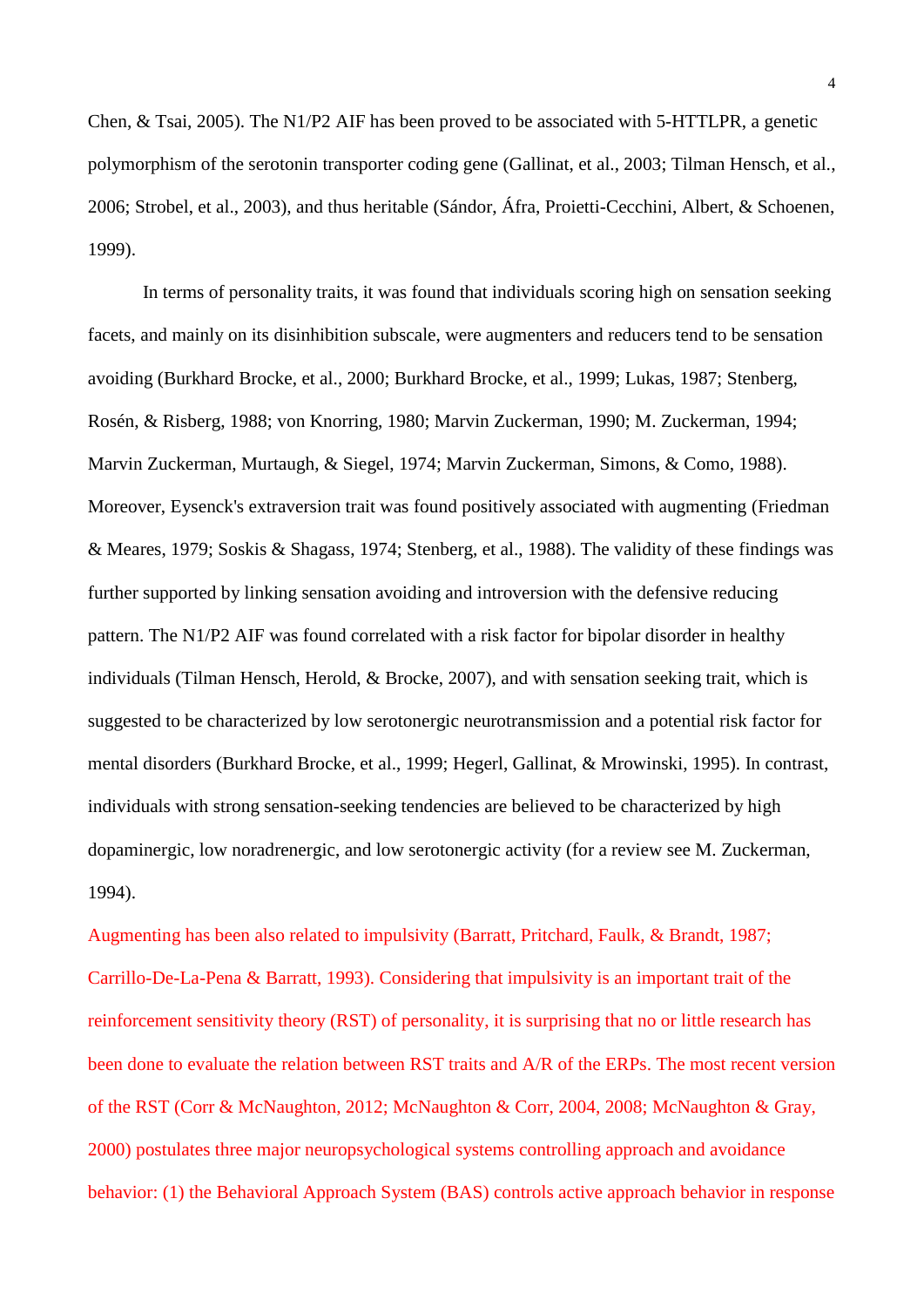Chen, & Tsai, 2005). The N1/P2 AIF has been proved to be associated with 5-HTTLPR, a genetic polymorphism of the serotonin transporter coding gene (Gallinat, et al., 2003; Tilman Hensch, et al., 2006; Strobel, et al., 2003), and thus heritable (Sándor, Áfra, Proietti-Cecchini, Albert, & Schoenen, 1999).

In terms of personality traits, it was found that individuals scoring high on sensation seeking facets, and mainly on its disinhibition subscale, were augmenters and reducers tend to be sensation avoiding (Burkhard Brocke, et al., 2000; Burkhard Brocke, et al., 1999; Lukas, 1987; Stenberg, Rosén, & Risberg, 1988; von Knorring, 1980; Marvin Zuckerman, 1990; M. Zuckerman, 1994; Marvin Zuckerman, Murtaugh, & Siegel, 1974; Marvin Zuckerman, Simons, & Como, 1988). Moreover, Eysenck's extraversion trait was found positively associated with augmenting (Friedman & Meares, 1979; Soskis & Shagass, 1974; Stenberg, et al., 1988). The validity of these findings was further supported by linking sensation avoiding and introversion with the defensive reducing pattern. The N1/P2 AIF was found correlated with a risk factor for bipolar disorder in healthy individuals (Tilman Hensch, Herold, & Brocke, 2007), and with sensation seeking trait, which is suggested to be characterized by low serotonergic neurotransmission and a potential risk factor for mental disorders (Burkhard Brocke, et al., 1999; Hegerl, Gallinat, & Mrowinski, 1995). In contrast, individuals with strong sensation-seeking tendencies are believed to be characterized by high dopaminergic, low noradrenergic, and low serotonergic activity (for a review see M. Zuckerman, 1994).

Augmenting has been also related to impulsivity (Barratt, Pritchard, Faulk, & Brandt, 1987; Carrillo-De-La-Pena & Barratt, 1993). Considering that impulsivity is an important trait of the reinforcement sensitivity theory (RST) of personality, it is surprising that no or little research has been done to evaluate the relation between RST traits and A/R of the ERPs. The most recent version of the RST (Corr & McNaughton, 2012; McNaughton & Corr, 2004, 2008; McNaughton & Gray, 2000) postulates three major neuropsychological systems controlling approach and avoidance behavior: (1) the Behavioral Approach System (BAS) controls active approach behavior in response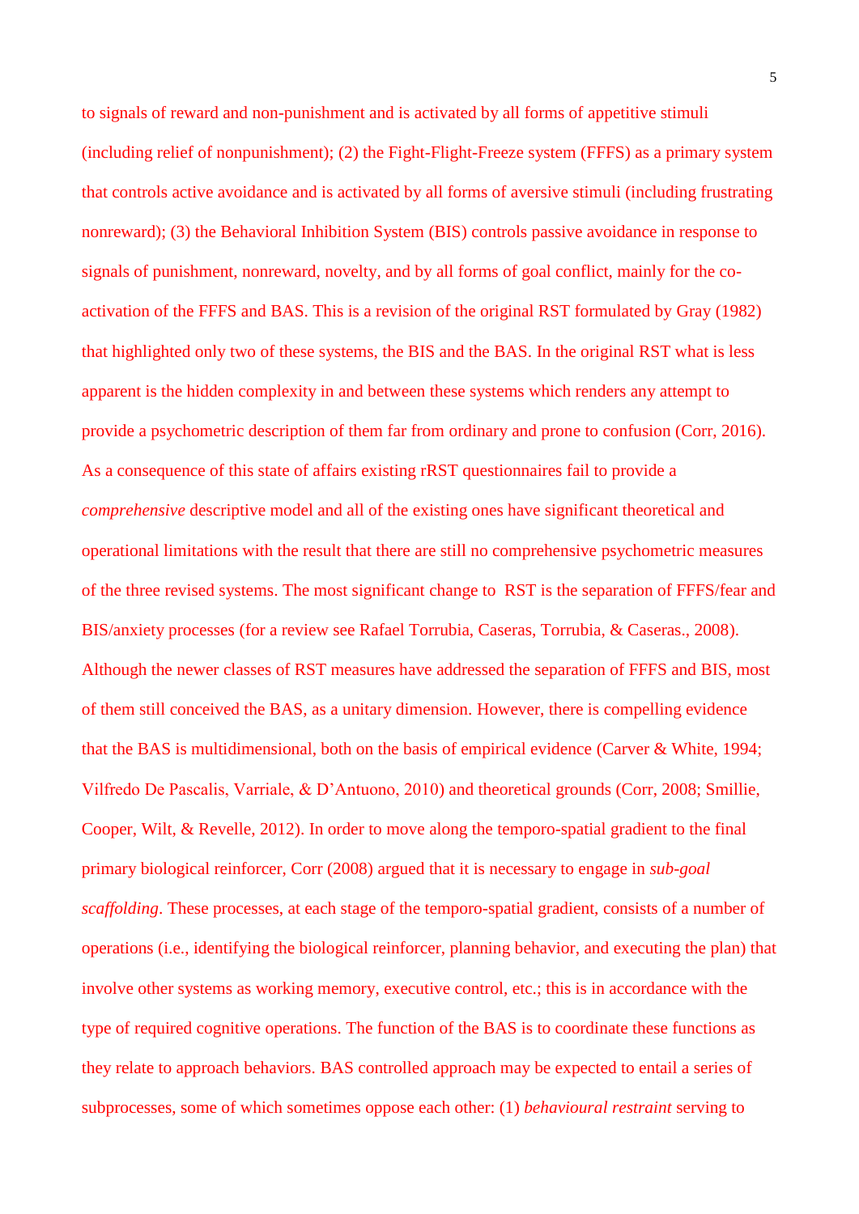to signals of reward and non-punishment and is activated by all forms of appetitive stimuli (including relief of nonpunishment); (2) the Fight-Flight-Freeze system (FFFS) as a primary system that controls active avoidance and is activated by all forms of aversive stimuli (including frustrating nonreward); (3) the Behavioral Inhibition System (BIS) controls passive avoidance in response to signals of punishment, nonreward, novelty, and by all forms of goal conflict, mainly for the co-activation of the FFFS and BAS. This is a revision of the original RST formulated by Gray (1982) that highlighted only two of these systems, the BIS and the BAS. In the original RST what is less apparent is the hidden complexity in and between these systems which renders any attempt to provide a psychometric description of them far from ordinary and prone to confusion (Corr, 2016). As a consequence of this state of affairs existing rRST questionnaires fail to provide a *comprehensive* descriptive model and all of the existing ones have significant theoretical and operational limitations with the result that there are still no comprehensive psychometric measures of the three revised systems. The most significant change to RST is the separation of FFFS/fear and BIS/anxiety processes (for a review see Rafael Torrubia, Caseras, Torrubia, & Caseras., 2008). Although the newer classes of RST measures have addressed the separation of FFFS and BIS, most of them still conceived the BAS, as a unitary dimension. However, there is compelling evidence that the BAS is multidimensional, both on the basis of empirical evidence (Carver & White, 1994; Vilfredo De Pascalis, Varriale, & D'Antuono, 2010) and theoretical grounds (Corr, 2008; Smillie, Cooper, Wilt, & Revelle, 2012). In order to move along the temporo-spatial gradient to the final primary biological reinforcer, Corr (2008) argued that it is necessary to engage in *sub-goal scaffolding*. These processes, at each stage of the temporo-spatial gradient, consists of a number of operations (i.e., identifying the biological reinforcer, planning behavior, and executing the plan) that involve other systems as working memory, executive control, etc.; this is in accordance with the type of required cognitive operations. The function of the BAS is to coordinate these functions as they relate to approach behaviors. BAS controlled approach may be expected to entail a series of subprocesses, some of which sometimes oppose each other: (1) *behavioural restraint* serving to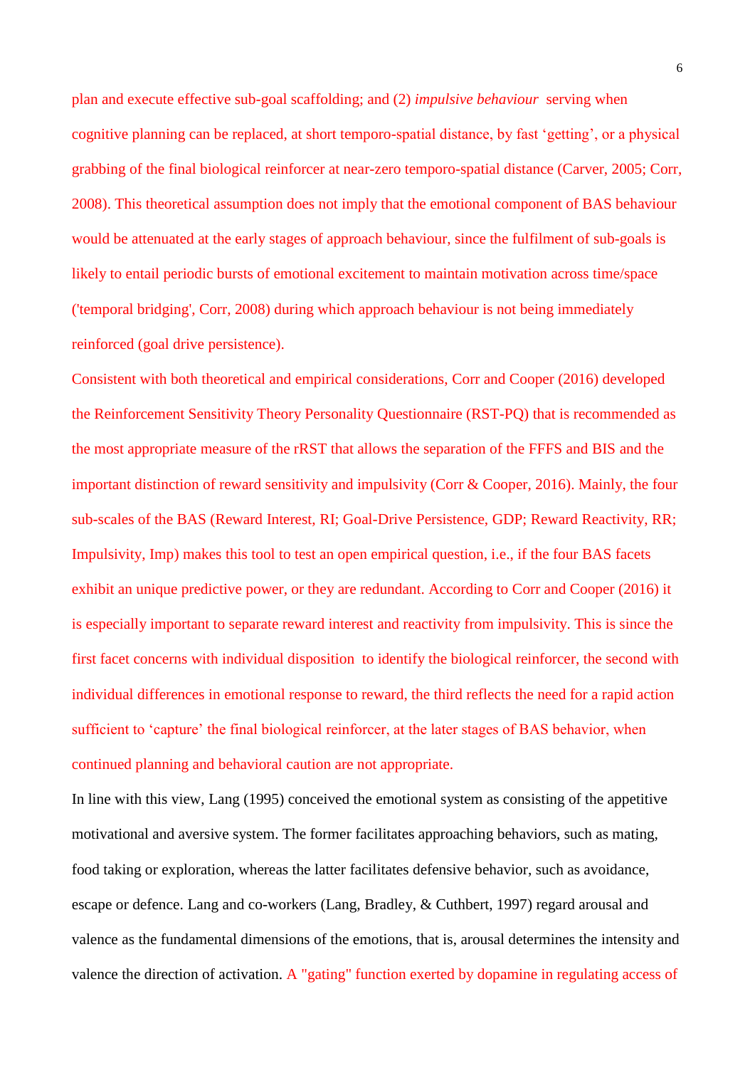plan and execute effective sub-goal scaffolding; and (2) *impulsive behaviour* serving when cognitive planning can be replaced, at short temporo-spatial distance, by fast 'getting', or a physical grabbing of the final biological reinforcer at near-zero temporo-spatial distance (Carver, 2005; Corr, 2008). This theoretical assumption does not imply that the emotional component of BAS behaviour would be attenuated at the early stages of approach behaviour, since the fulfilment of sub-goals is likely to entail periodic bursts of emotional excitement to maintain motivation across time/space ('temporal bridging', Corr, 2008) during which approach behaviour is not being immediately reinforced (goal drive persistence).

Consistent with both theoretical and empirical considerations, Corr and Cooper (2016) developed the Reinforcement Sensitivity Theory Personality Questionnaire (RST-PQ) that is recommended as the most appropriate measure of the rRST that allows the separation of the FFFS and BIS and the important distinction of reward sensitivity and impulsivity (Corr & Cooper, 2016). Mainly, the four sub-scales of the BAS (Reward Interest, RI; Goal-Drive Persistence, GDP; Reward Reactivity, RR; Impulsivity, Imp) makes this tool to test an open empirical question, i.e., if the four BAS facets exhibit an unique predictive power, or they are redundant. According to Corr and Cooper (2016) it is especially important to separate reward interest and reactivity from impulsivity. This is since the first facet concerns with individual disposition to identify the biological reinforcer, the second with individual differences in emotional response to reward, the third reflects the need for a rapid action sufficient to 'capture' the final biological reinforcer, at the later stages of BAS behavior, when continued planning and behavioral caution are not appropriate.

In line with this view, Lang (1995) conceived the emotional system as consisting of the appetitive motivational and aversive system. The former facilitates approaching behaviors, such as mating, food taking or exploration, whereas the latter facilitates defensive behavior, such as avoidance, escape or defence. Lang and co-workers (Lang, Bradley, & Cuthbert, 1997) regard arousal and valence as the fundamental dimensions of the emotions, that is, arousal determines the intensity and valence the direction of activation. A "gating" function exerted by dopamine in regulating access of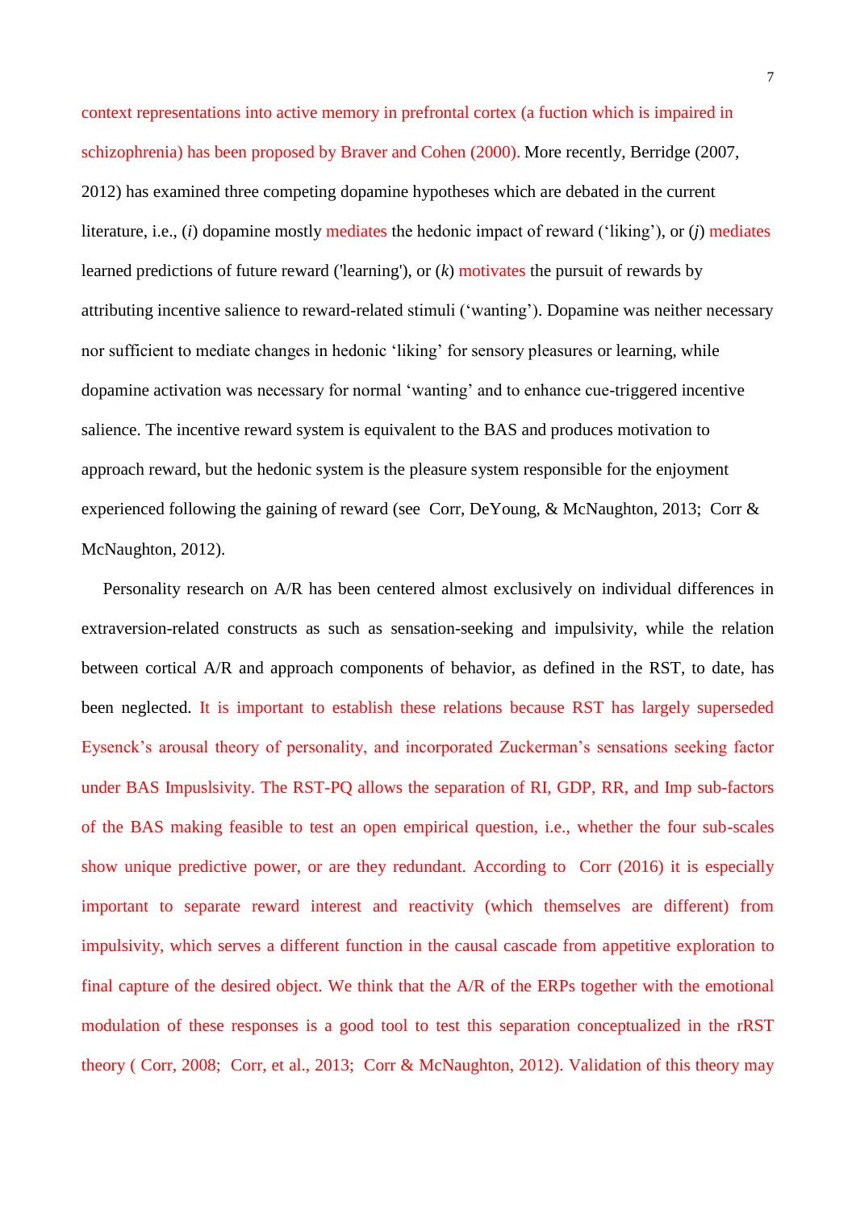context representations into active memory in prefrontal cortex (a fuction which is impaired in schizophrenia) has been proposed by Braver and Cohen (2000). More recently, Berridge (2007, 2012) has examined three competing dopamine hypotheses which are debated in the current literature, i.e., (*i*) dopamine mostly mediates the hedonic impact of reward (‘liking’), or (*j*) mediates learned predictions of future reward ('learning'), or (*k*) motivates the pursuit of rewards by attributing incentive salience to reward-related stimuli (‘wanting’). Dopamine was neither necessary nor sufficient to mediate changes in hedonic ‘liking’ for sensory pleasures or learning, while dopamine activation was necessary for normal ‘wanting’ and to enhance cue-triggered incentive salience. The incentive reward system is equivalent to the BAS and produces motivation to approach reward, but the hedonic system is the pleasure system responsible for the enjoyment experienced following the gaining of reward (see Corr, DeYoung, & McNaughton, 2013; Corr & McNaughton, 2012).

Personality research on A/R has been centered almost exclusively on individual differences in extraversion-related constructs as such as sensation-seeking and impulsivity, while the relation between cortical A/R and approach components of behavior, as defined in the RST, to date, has been neglected. It is important to establish these relations because RST has largely superseded Eysenck’s arousal theory of personality, and incorporated Zuckerman’s sensations seeking factor under BAS Impuslsivity. The RST-PQ allows the separation of RI, GDP, RR, and Imp sub-factors of the BAS making feasible to test an open empirical question, i.e., whether the four sub-scales show unique predictive power, or are they redundant. According to Corr (2016) it is especially important to separate reward interest and reactivity (which themselves are different) from impulsivity, which serves a different function in the causal cascade from appetitive exploration to final capture of the desired object. We think that the A/R of the ERPs together with the emotional modulation of these responses is a good tool to test this separation conceptualized in the rRST theory ( Corr, 2008; Corr, et al., 2013; Corr & McNaughton, 2012). Validation of this theory may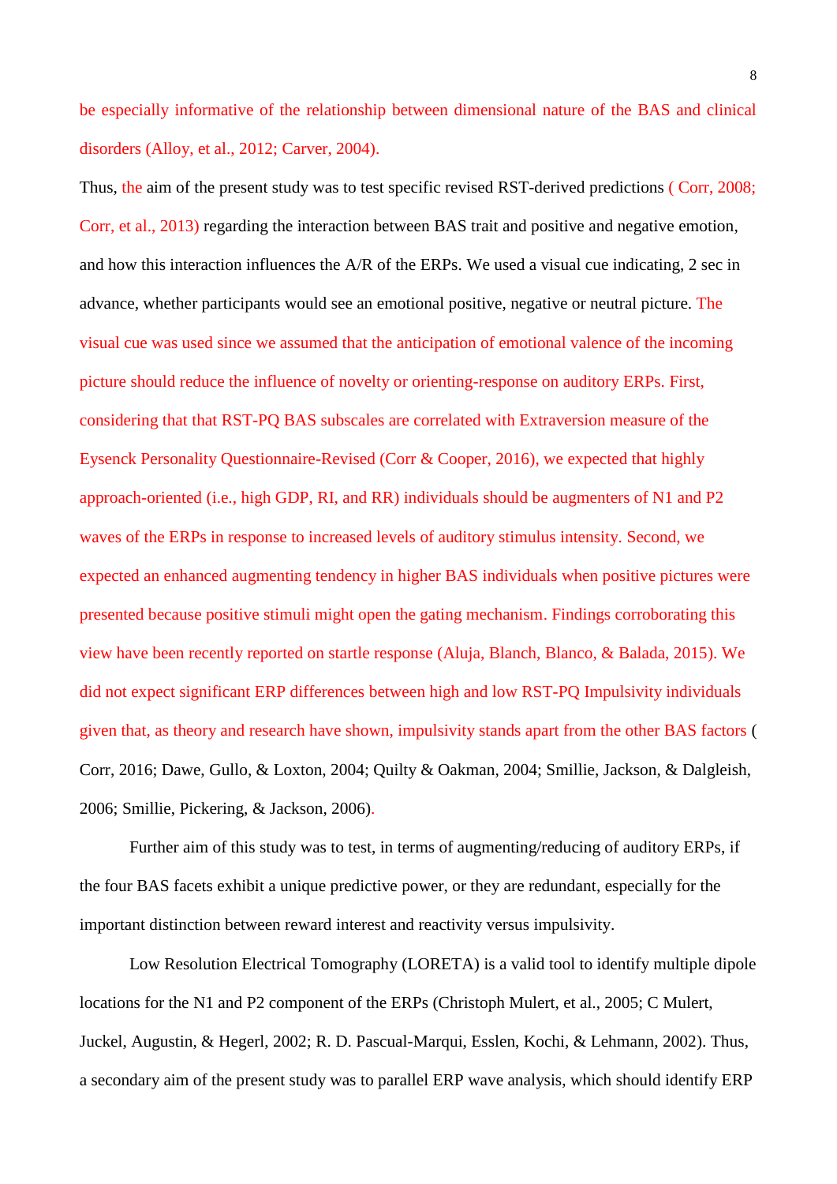be especially informative of the relationship between dimensional nature of the BAS and clinical disorders (Alloy, et al., 2012; Carver, 2004).

Thus, the aim of the present study was to test specific revised RST-derived predictions ( Corr, 2008; Corr, et al., 2013) regarding the interaction between BAS trait and positive and negative emotion, and how this interaction influences the A/R of the ERPs. We used a visual cue indicating, 2 sec in advance, whether participants would see an emotional positive, negative or neutral picture. The visual cue was used since we assumed that the anticipation of emotional valence of the incoming picture should reduce the influence of novelty or orienting-response on auditory ERPs. First, considering that that RST-PQ BAS subscales are correlated with Extraversion measure of the Eysenck Personality Questionnaire-Revised (Corr & Cooper, 2016), we expected that highly approach-oriented (i.e., high GDP, RI, and RR) individuals should be augmenters of N1 and P2 waves of the ERPs in response to increased levels of auditory stimulus intensity. Second, we expected an enhanced augmenting tendency in higher BAS individuals when positive pictures were presented because positive stimuli might open the gating mechanism. Findings corroborating this view have been recently reported on startle response (Aluja, Blanch, Blanco, & Balada, 2015). We did not expect significant ERP differences between high and low RST-PQ Impulsivity individuals given that, as theory and research have shown, impulsivity stands apart from the other BAS factors ( Corr, 2016; Dawe, Gullo, & Loxton, 2004; Quilty & Oakman, 2004; Smillie, Jackson, & Dalgleish, 2006; Smillie, Pickering, & Jackson, 2006).

Further aim of this study was to test, in terms of augmenting/reducing of auditory ERPs, if the four BAS facets exhibit a unique predictive power, or they are redundant, especially for the important distinction between reward interest and reactivity versus impulsivity.

Low Resolution Electrical Tomography (LORETA) is a valid tool to identify multiple dipole locations for the N1 and P2 component of the ERPs (Christoph Mulert, et al., 2005; C Mulert, Juckel, Augustin, & Hegerl, 2002; R. D. Pascual-Marqui, Esslen, Kochi, & Lehmann, 2002). Thus, a secondary aim of the present study was to parallel ERP wave analysis, which should identify ERP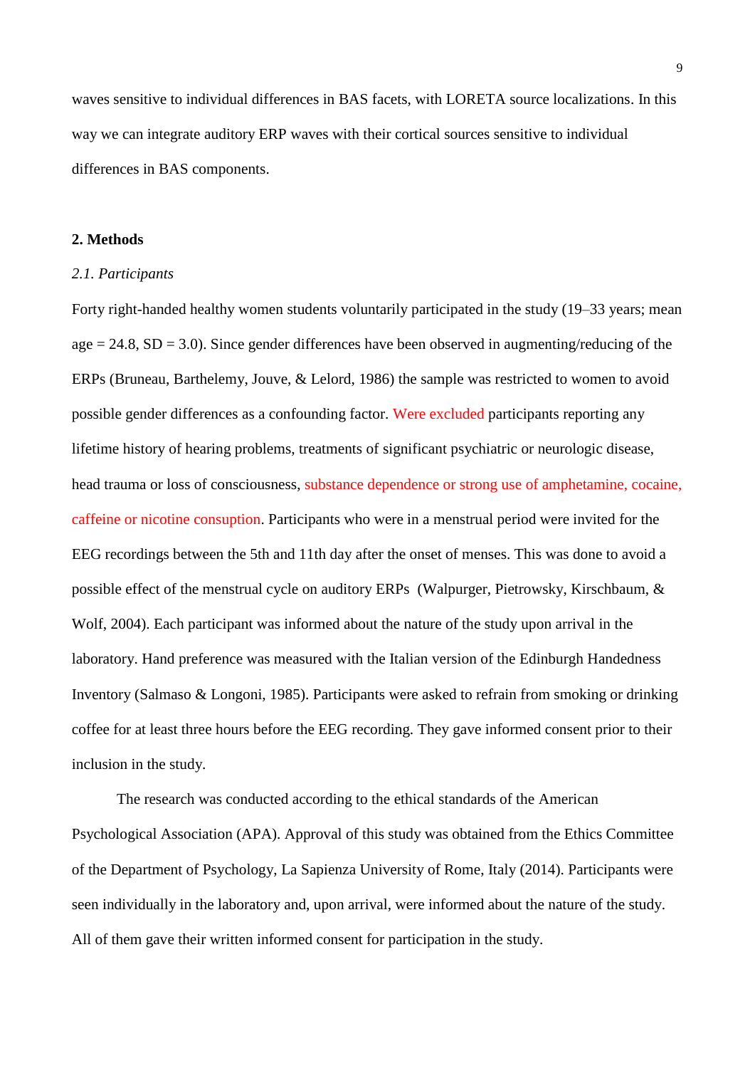waves sensitive to individual differences in BAS facets, with LORETA source localizations. In this way we can integrate auditory ERP waves with their cortical sources sensitive to individual differences in BAS components.

## 2. Methods

### *2.1. Participants*

Forty right-handed healthy women students voluntarily participated in the study (19–33 years; mean age = 24.8, SD = 3.0). Since gender differences have been observed in augmenting/reducing of the ERPs (Bruneau, Barthelemy, Jouve, & Lelord, 1986) the sample was restricted to women to avoid possible gender differences as a confounding factor. Were excluded participants reporting any lifetime history of hearing problems, treatments of significant psychiatric or neurologic disease, head trauma or loss of consciousness, substance dependence or strong use of amphetamine, cocaine, caffeine or nicotine consuption. Participants who were in a menstrual period were invited for the EEG recordings between the 5th and 11th day after the onset of menses. This was done to avoid a possible effect of the menstrual cycle on auditory ERPs (Walpurger, Pietrowsky, Kirschbaum, & Wolf, 2004). Each participant was informed about the nature of the study upon arrival in the laboratory. Hand preference was measured with the Italian version of the Edinburgh Handedness Inventory (Salmaso & Longoni, 1985). Participants were asked to refrain from smoking or drinking coffee for at least three hours before the EEG recording. They gave informed consent prior to their inclusion in the study.

The research was conducted according to the ethical standards of the American Psychological Association (APA). Approval of this study was obtained from the Ethics Committee of the Department of Psychology, La Sapienza University of Rome, Italy (2014). Participants were seen individually in the laboratory and, upon arrival, were informed about the nature of the study. All of them gave their written informed consent for participation in the study.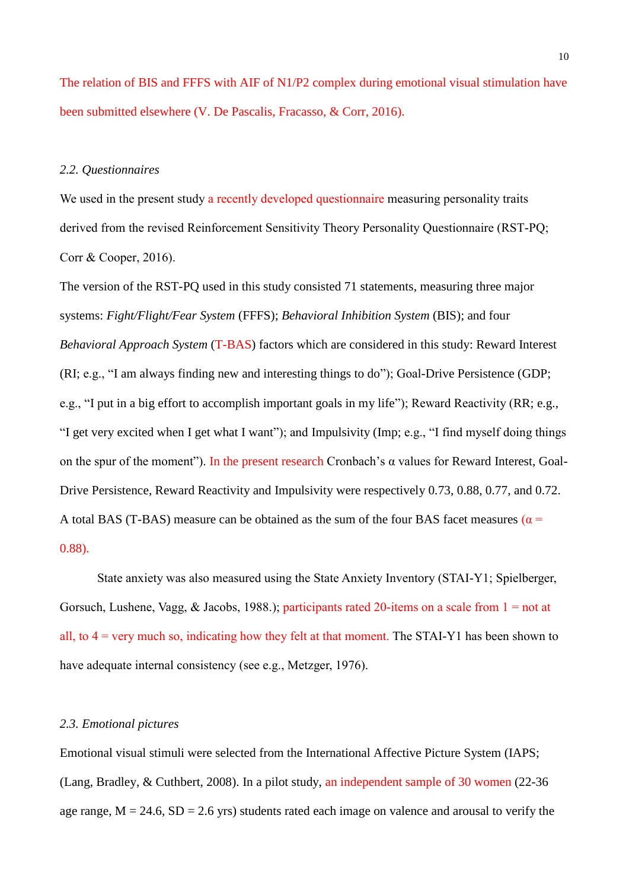The relation of BIS and FFFS with AIF of N1/P2 complex during emotional visual stimulation have been submitted elsewhere (V. De Pascalis, Fracasso, & Corr, 2016).

*2.2. Questionnaires*

We used in the present study a recently developed questionnaire measuring personality traits derived from the revised Reinforcement Sensitivity Theory Personality Questionnaire (RST-PQ; Corr & Cooper, 2016).

The version of the RST-PQ used in this study consisted 71 statements, measuring three major systems: *Fight/Flight/Fear System* (FFFS); *Behavioral Inhibition System* (BIS); and four *Behavioral Approach System* (T-BAS) factors which are considered in this study: Reward Interest (RI; e.g., "I am always finding new and interesting things to do"); Goal-Drive Persistence (GDP; e.g., "I put in a big effort to accomplish important goals in my life"); Reward Reactivity (RR; e.g., "I get very excited when I get what I want"); and Impulsivity (Imp; e.g., "I find myself doing things on the spur of the moment"). In the present research Cronbach's α values for Reward Interest, Goal-Drive Persistence, Reward Reactivity and Impulsivity were respectively 0.73, 0.88, 0.77, and 0.72. A total BAS (T-BAS) measure can be obtained as the sum of the four BAS facet measures (α = 0.88).

State anxiety was also measured using the State Anxiety Inventory (STAI-Y1; Spielberger, Gorsuch, Lushene, Vagg, & Jacobs, 1988.); participants rated 20-items on a scale from 1 = not at all, to 4 = very much so, indicating how they felt at that moment. The STAI-Y1 has been shown to have adequate internal consistency (see e.g., Metzger, 1976).

*2.3. Emotional pictures*

Emotional visual stimuli were selected from the International Affective Picture System (IAPS; (Lang, Bradley, & Cuthbert, 2008). In a pilot study, an independent sample of 30 women (22-36 age range, M = 24.6, SD = 2.6 yrs) students rated each image on valence and arousal to verify the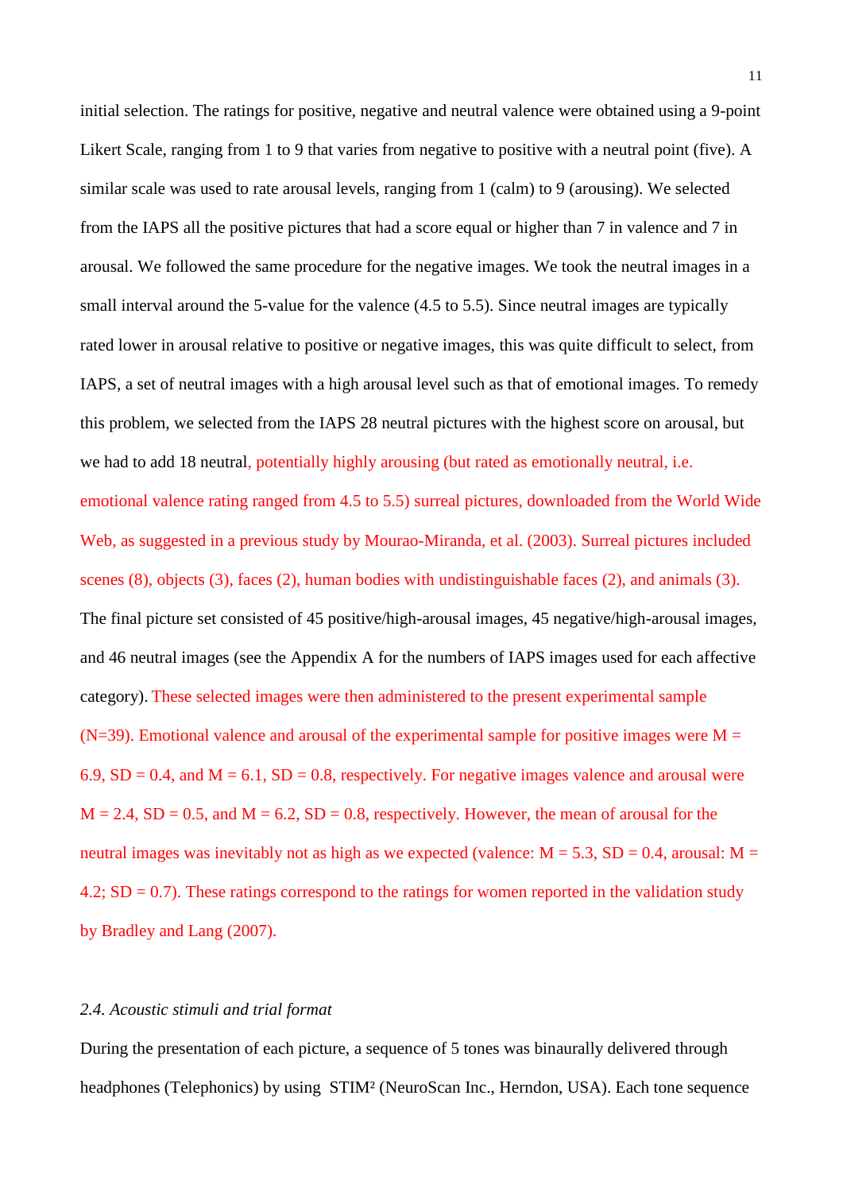initial selection. The ratings for positive, negative and neutral valence were obtained using a 9-point Likert Scale, ranging from 1 to 9 that varies from negative to positive with a neutral point (five). A similar scale was used to rate arousal levels, ranging from 1 (calm) to 9 (arousing). We selected from the IAPS all the positive pictures that had a score equal or higher than 7 in valence and 7 in arousal. We followed the same procedure for the negative images. We took the neutral images in a small interval around the 5-value for the valence (4.5 to 5.5). Since neutral images are typically rated lower in arousal relative to positive or negative images, this was quite difficult to select, from IAPS, a set of neutral images with a high arousal level such as that of emotional images. To remedy this problem, we selected from the IAPS 28 neutral pictures with the highest score on arousal, but we had to add 18 neutral, potentially highly arousing (but rated as emotionally neutral, i.e. emotional valence rating ranged from 4.5 to 5.5) surreal pictures, downloaded from the World Wide Web, as suggested in a previous study by Mourao-Miranda, et al. (2003). Surreal pictures included scenes (8), objects (3), faces (2), human bodies with undistinguishable faces (2), and animals (3). The final picture set consisted of 45 positive/high-arousal images, 45 negative/high-arousal images, and 46 neutral images (see the Appendix A for the numbers of IAPS images used for each affective category). These selected images were then administered to the present experimental sample (N=39). Emotional valence and arousal of the experimental sample for positive images were M = 6.9, SD = 0.4, and M = 6.1, SD = 0.8, respectively. For negative images valence and arousal were M = 2.4, SD = 0.5, and M = 6.2, SD = 0.8, respectively. However, the mean of arousal for the neutral images was inevitably not as high as we expected (valence: M = 5.3, SD = 0.4, arousal: M = 4.2; SD = 0.7). These ratings correspond to the ratings for women reported in the validation study by Bradley and Lang (2007).

*2.4. Acoustic stimuli and trial format*

During the presentation of each picture, a sequence of 5 tones was binaurally delivered through headphones (Telephonics) by using STIM² (NeuroScan Inc., Herndon, USA). Each tone sequence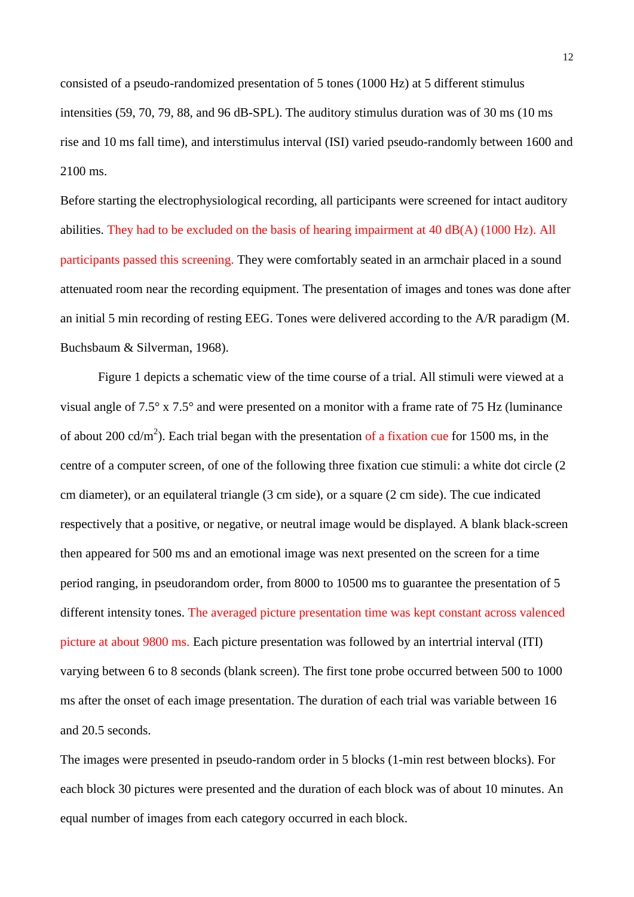consisted of a pseudo-randomized presentation of 5 tones (1000 Hz) at 5 different stimulus intensities (59, 70, 79, 88, and 96 dB-SPL). The auditory stimulus duration was of 30 ms (10 ms rise and 10 ms fall time), and interstimulus interval (ISI) varied pseudo-randomly between 1600 and 2100 ms.

Before starting the electrophysiological recording, all participants were screened for intact auditory abilities. They had to be excluded on the basis of hearing impairment at 40 dB(A) (1000 Hz). All participants passed this screening. They were comfortably seated in an armchair placed in a sound attenuated room near the recording equipment. The presentation of images and tones was done after an initial 5 min recording of resting EEG. Tones were delivered according to the A/R paradigm (M. Buchsbaum & Silverman, 1968).

Figure 1 depicts a schematic view of the time course of a trial. All stimuli were viewed at a visual angle of 7.5° x 7.5° and were presented on a monitor with a frame rate of 75 Hz (luminance of about 200 cd/m$^2$). Each trial began with the presentation of a fixation cue for 1500 ms, in the centre of a computer screen, of one of the following three fixation cue stimuli: a white dot circle (2 cm diameter), or an equilateral triangle (3 cm side), or a square (2 cm side). The cue indicated respectively that a positive, or negative, or neutral image would be displayed. A blank black-screen then appeared for 500 ms and an emotional image was next presented on the screen for a time period ranging, in pseudorandom order, from 8000 to 10500 ms to guarantee the presentation of 5 different intensity tones. The averaged picture presentation time was kept constant across valenced picture at about 9800 ms. Each picture presentation was followed by an intertrial interval (ITI) varying between 6 to 8 seconds (blank screen). The first tone probe occurred between 500 to 1000 ms after the onset of each image presentation. The duration of each trial was variable between 16 and 20.5 seconds.

The images were presented in pseudo-random order in 5 blocks (1-min rest between blocks). For each block 30 pictures were presented and the duration of each block was of about 10 minutes. An equal number of images from each category occurred in each block.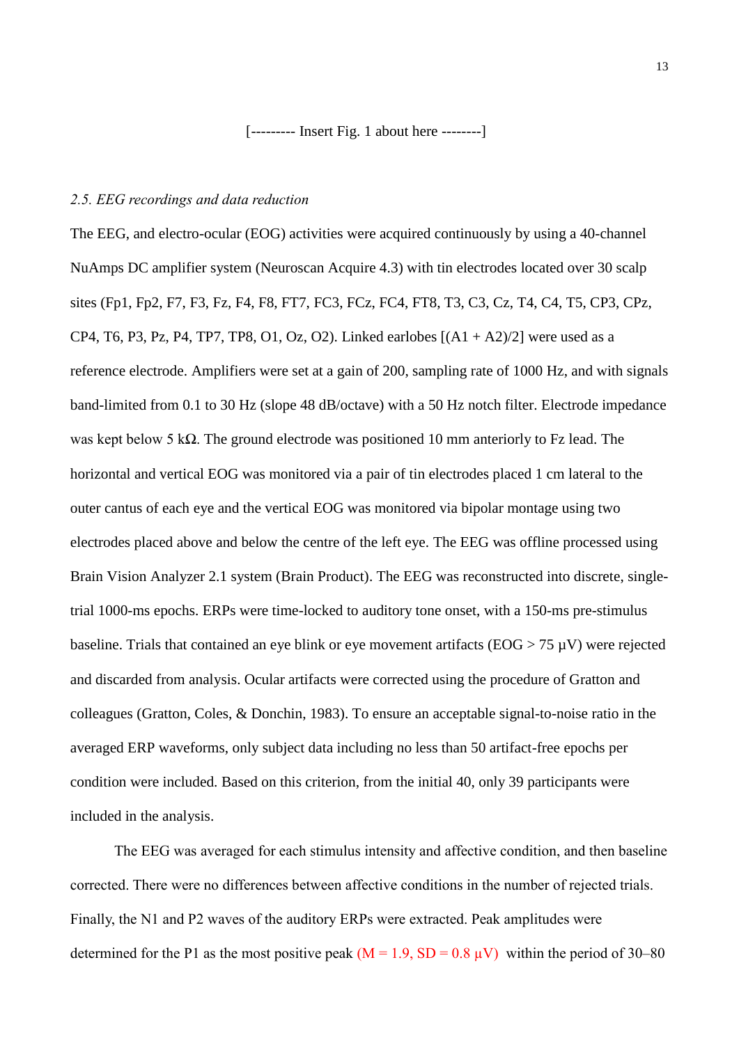[--------- Insert Fig. 1 about here --------]

*2.5. EEG recordings and data reduction*

The EEG, and electro-ocular (EOG) activities were acquired continuously by using a 40-channel NuAmps DC amplifier system (Neuroscan Acquire 4.3) with tin electrodes located over 30 scalp sites (Fp1, Fp2, F7, F3, Fz, F4, F8, FT7, FC3, FCz, FC4, FT8, T3, C3, Cz, T4, C4, T5, CP3, CPz, CP4, T6, P3, Pz, P4, TP7, TP8, O1, Oz, O2). Linked earlobes [(A1 + A2)/2] were used as a reference electrode. Amplifiers were set at a gain of 200, sampling rate of 1000 Hz, and with signals band-limited from 0.1 to 30 Hz (slope 48 dB/octave) with a 50 Hz notch filter. Electrode impedance was kept below 5 kΩ. The ground electrode was positioned 10 mm anteriorly to Fz lead. The horizontal and vertical EOG was monitored via a pair of tin electrodes placed 1 cm lateral to the outer cantus of each eye and the vertical EOG was monitored via bipolar montage using two electrodes placed above and below the centre of the left eye. The EEG was offline processed using Brain Vision Analyzer 2.1 system (Brain Product). The EEG was reconstructed into discrete, single-trial 1000-ms epochs. ERPs were time-locked to auditory tone onset, with a 150-ms pre-stimulus baseline. Trials that contained an eye blink or eye movement artifacts (EOG > 75 µV) were rejected and discarded from analysis. Ocular artifacts were corrected using the procedure of Gratton and colleagues (Gratton, Coles, & Donchin, 1983). To ensure an acceptable signal-to-noise ratio in the averaged ERP waveforms, only subject data including no less than 50 artifact-free epochs per condition were included. Based on this criterion, from the initial 40, only 39 participants were included in the analysis.

The EEG was averaged for each stimulus intensity and affective condition, and then baseline corrected. There were no differences between affective conditions in the number of rejected trials. Finally, the N1 and P2 waves of the auditory ERPs were extracted. Peak amplitudes were determined for the P1 as the most positive peak (M = 1.9, SD = 0.8 µV) within the period of 30–80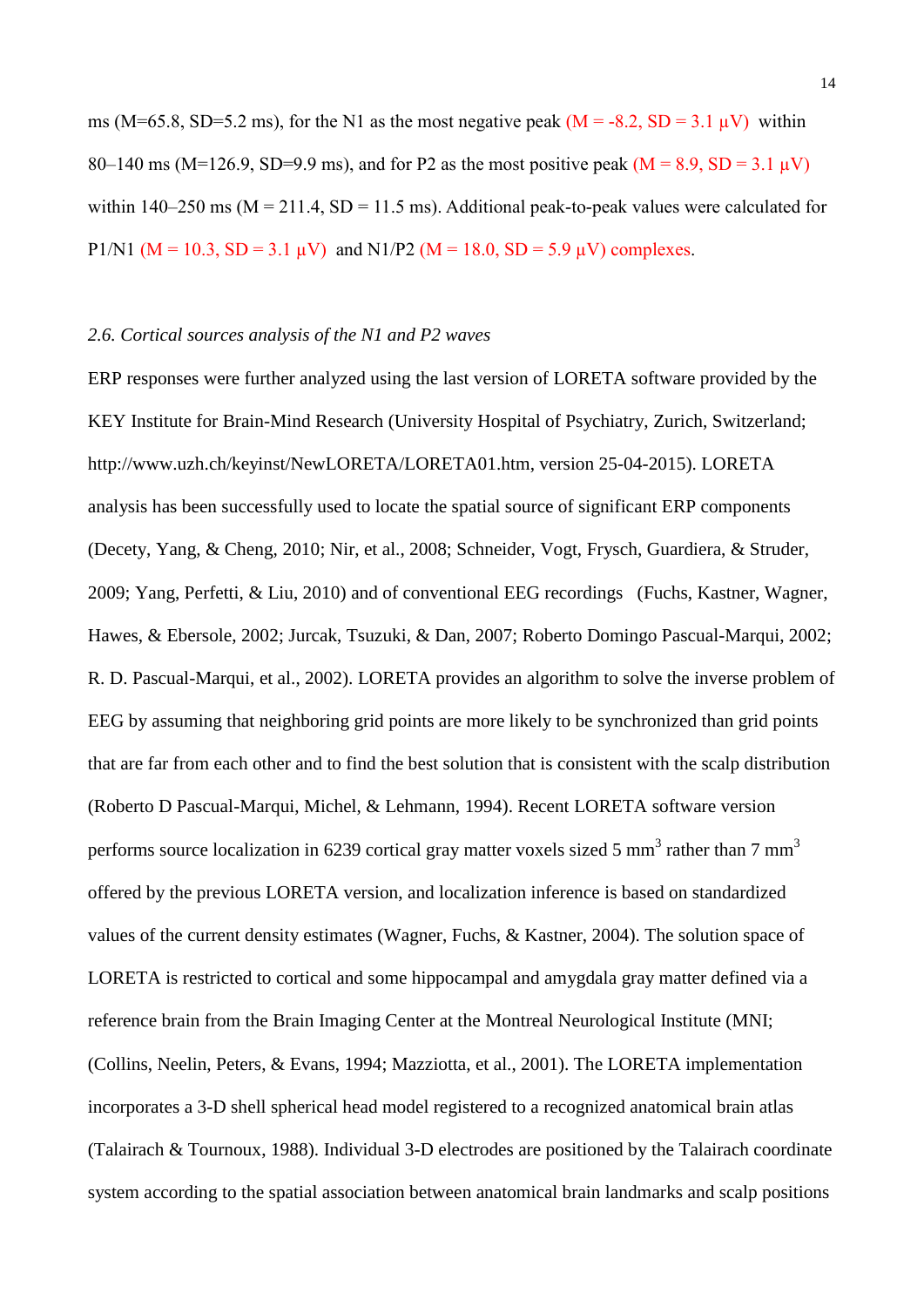ms (M=65.8, SD=5.2 ms), for the N1 as the most negative peak (M = -8.2, SD = 3.1 μV) within 80–140 ms (M=126.9, SD=9.9 ms), and for P2 as the most positive peak (M = 8.9, SD = 3.1 μV) within 140–250 ms (M = 211.4, SD = 11.5 ms). Additional peak-to-peak values were calculated for P1/N1 (M = 10.3, SD = 3.1 μV) and N1/P2 (M = 18.0, SD = 5.9 μV) complexes.

*2.6. Cortical sources analysis of the N1 and P2 waves*

ERP responses were further analyzed using the last version of LORETA software provided by the KEY Institute for Brain-Mind Research (University Hospital of Psychiatry, Zurich, Switzerland; http://www.uzh.ch/keyinst/NewLORETA/LORETA01.htm, version 25-04-2015). LORETA analysis has been successfully used to locate the spatial source of significant ERP components (Decety, Yang, & Cheng, 2010; Nir, et al., 2008; Schneider, Vogt, Frysch, Guardiera, & Struder, 2009; Yang, Perfetti, & Liu, 2010) and of conventional EEG recordings (Fuchs, Kastner, Wagner, Hawes, & Ebersole, 2002; Jurcak, Tsuzuki, & Dan, 2007; Roberto Domingo Pascual-Marqui, 2002; R. D. Pascual-Marqui, et al., 2002). LORETA provides an algorithm to solve the inverse problem of EEG by assuming that neighboring grid points are more likely to be synchronized than grid points that are far from each other and to find the best solution that is consistent with the scalp distribution (Roberto D Pascual-Marqui, Michel, & Lehmann, 1994). Recent LORETA software version performs source localization in 6239 cortical gray matter voxels sized 5 mm$^3$ rather than 7 mm$^3$ offered by the previous LORETA version, and localization inference is based on standardized values of the current density estimates (Wagner, Fuchs, & Kastner, 2004). The solution space of LORETA is restricted to cortical and some hippocampal and amygdala gray matter defined via a reference brain from the Brain Imaging Center at the Montreal Neurological Institute (MNI; (Collins, Neelin, Peters, & Evans, 1994; Mazziotta, et al., 2001). The LORETA implementation incorporates a 3-D shell spherical head model registered to a recognized anatomical brain atlas (Talairach & Tournoux, 1988). Individual 3-D electrodes are positioned by the Talairach coordinate system according to the spatial association between anatomical brain landmarks and scalp positions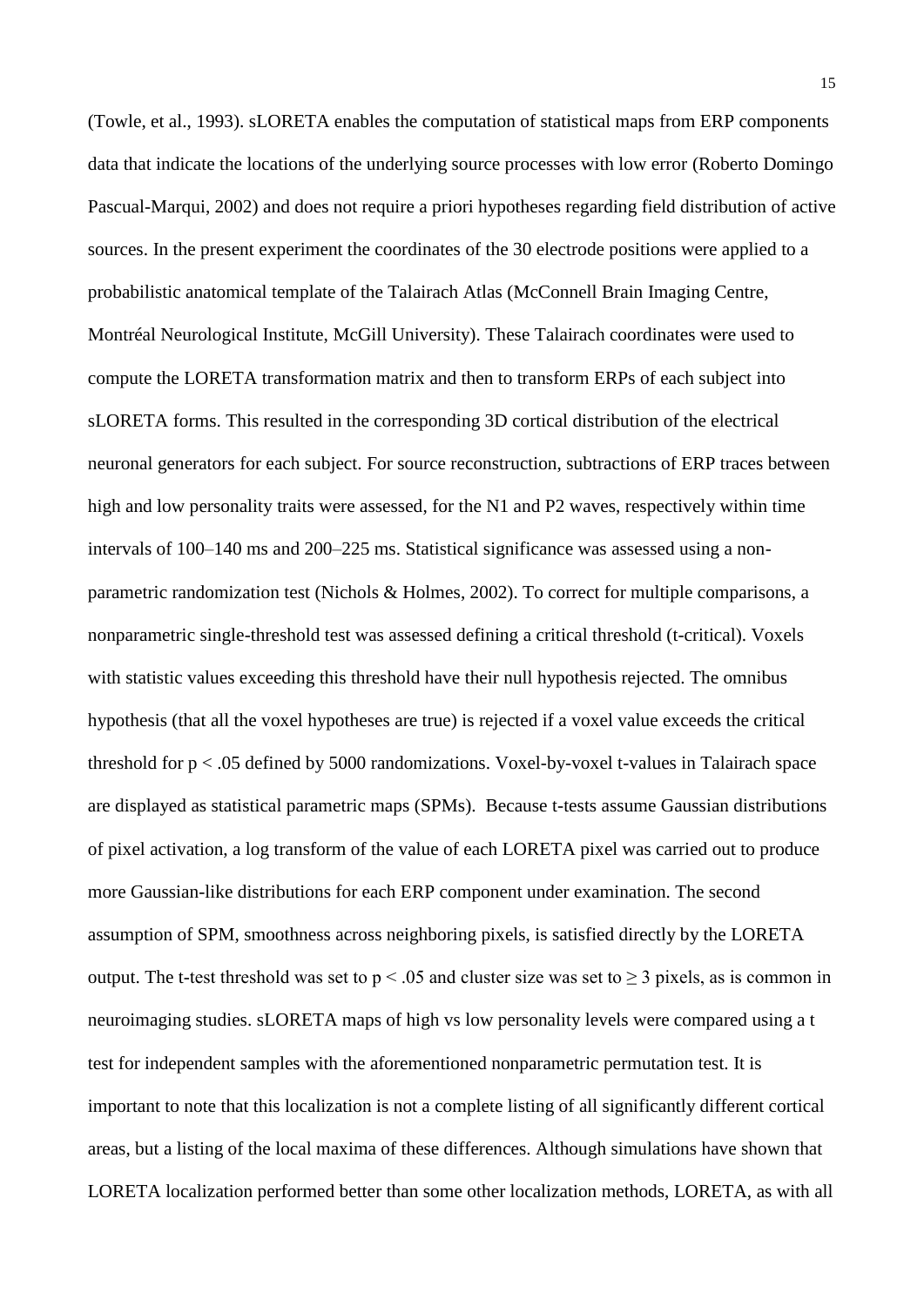(Towle, et al., 1993). sLORETA enables the computation of statistical maps from ERP components data that indicate the locations of the underlying source processes with low error (Roberto Domingo Pascual-Marqui, 2002) and does not require a priori hypotheses regarding field distribution of active sources. In the present experiment the coordinates of the 30 electrode positions were applied to a probabilistic anatomical template of the Talairach Atlas (McConnell Brain Imaging Centre, Montréal Neurological Institute, McGill University). These Talairach coordinates were used to compute the LORETA transformation matrix and then to transform ERPs of each subject into sLORETA forms. This resulted in the corresponding 3D cortical distribution of the electrical neuronal generators for each subject. For source reconstruction, subtractions of ERP traces between high and low personality traits were assessed, for the N1 and P2 waves, respectively within time intervals of 100–140 ms and 200–225 ms. Statistical significance was assessed using a non-parametric randomization test (Nichols & Holmes, 2002). To correct for multiple comparisons, a nonparametric single-threshold test was assessed defining a critical threshold (t-critical). Voxels with statistic values exceeding this threshold have their null hypothesis rejected. The omnibus hypothesis (that all the voxel hypotheses are true) is rejected if a voxel value exceeds the critical threshold for $p < .05$ defined by 5000 randomizations. Voxel-by-voxel t-values in Talairach space are displayed as statistical parametric maps (SPMs). Because t-tests assume Gaussian distributions of pixel activation, a log transform of the value of each LORETA pixel was carried out to produce more Gaussian-like distributions for each ERP component under examination. The second assumption of SPM, smoothness across neighboring pixels, is satisfied directly by the LORETA output. The t-test threshold was set to $p < .05$ and cluster size was set to $\geq 3$ pixels, as is common in neuroimaging studies. sLORETA maps of high vs low personality levels were compared using a t test for independent samples with the aforementioned nonparametric permutation test. It is important to note that this localization is not a complete listing of all significantly different cortical areas, but a listing of the local maxima of these differences. Although simulations have shown that LORETA localization performed better than some other localization methods, LORETA, as with all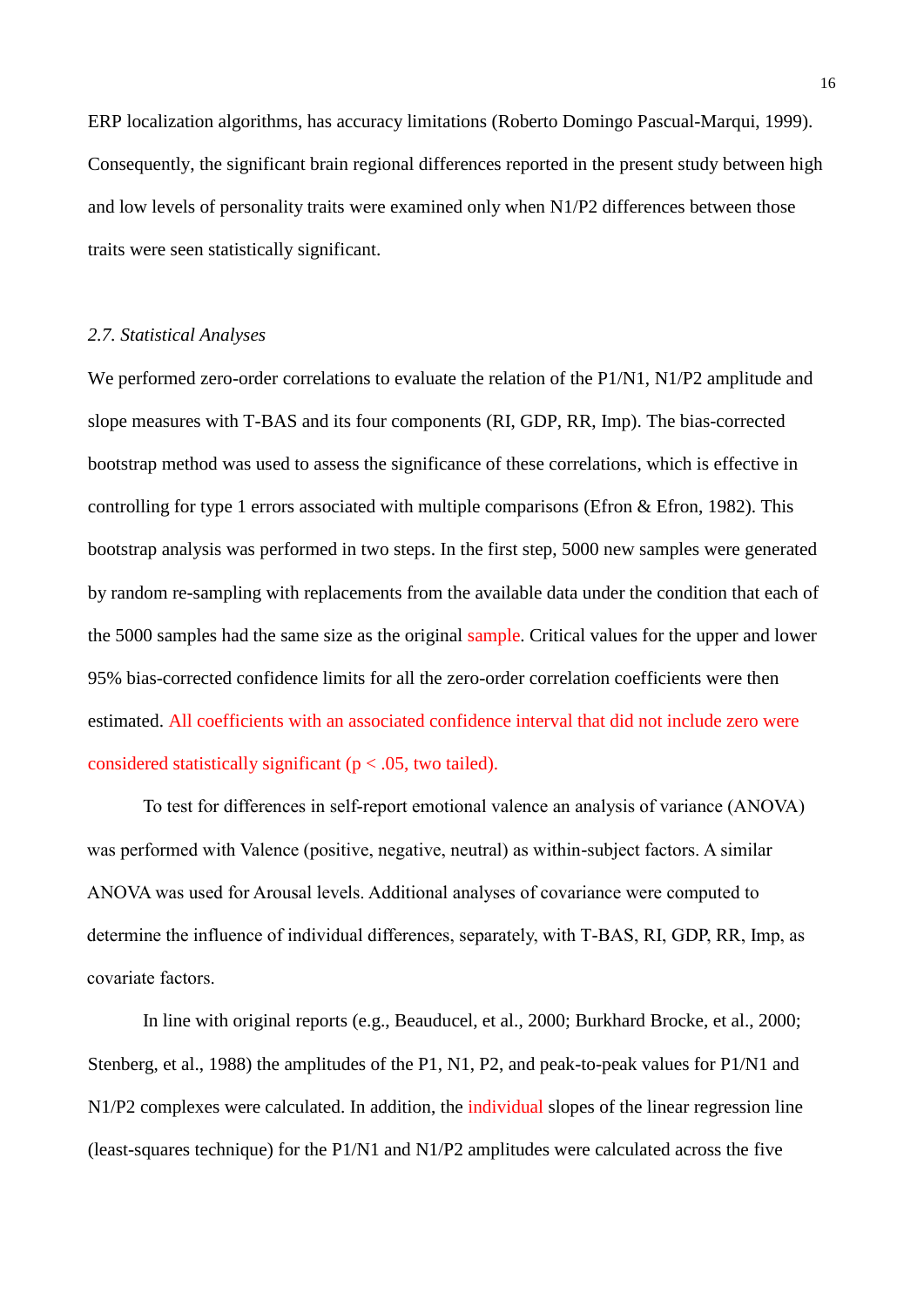ERP localization algorithms, has accuracy limitations (Roberto Domingo Pascual-Marqui, 1999). Consequently, the significant brain regional differences reported in the present study between high and low levels of personality traits were examined only when N1/P2 differences between those traits were seen statistically significant.

*2.7. Statistical Analyses*

We performed zero-order correlations to evaluate the relation of the P1/N1, N1/P2 amplitude and slope measures with T-BAS and its four components (RI, GDP, RR, Imp). The bias-corrected bootstrap method was used to assess the significance of these correlations, which is effective in controlling for type 1 errors associated with multiple comparisons (Efron & Efron, 1982). This bootstrap analysis was performed in two steps. In the first step, 5000 new samples were generated by random re-sampling with replacements from the available data under the condition that each of the 5000 samples had the same size as the original sample. Critical values for the upper and lower 95% bias-corrected confidence limits for all the zero-order correlation coefficients were then estimated. All coefficients with an associated confidence interval that did not include zero were considered statistically significant ($p < .05$, two tailed).

To test for differences in self-report emotional valence an analysis of variance (ANOVA) was performed with Valence (positive, negative, neutral) as within-subject factors. A similar ANOVA was used for Arousal levels. Additional analyses of covariance were computed to determine the influence of individual differences, separately, with T-BAS, RI, GDP, RR, Imp, as covariate factors.

In line with original reports (e.g., Beauducel, et al., 2000; Burkhard Brocke, et al., 2000; Stenberg, et al., 1988) the amplitudes of the P1, N1, P2, and peak-to-peak values for P1/N1 and N1/P2 complexes were calculated. In addition, the individual slopes of the linear regression line (least-squares technique) for the P1/N1 and N1/P2 amplitudes were calculated across the five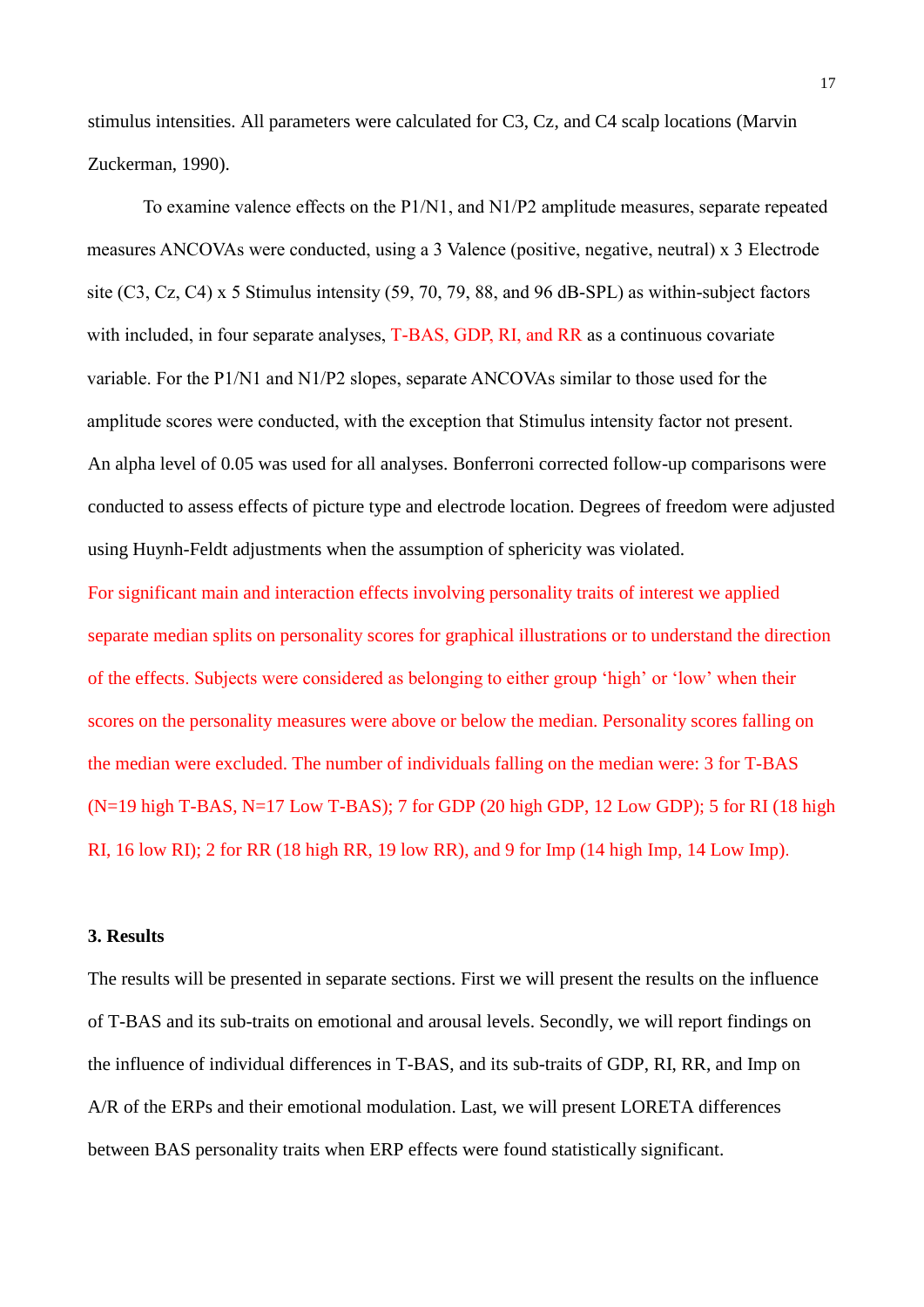stimulus intensities. All parameters were calculated for C3, Cz, and C4 scalp locations (Marvin Zuckerman, 1990).

To examine valence effects on the P1/N1, and N1/P2 amplitude measures, separate repeated measures ANCOVAs were conducted, using a 3 Valence (positive, negative, neutral) x 3 Electrode site (C3, Cz, C4) x 5 Stimulus intensity (59, 70, 79, 88, and 96 dB-SPL) as within-subject factors with included, in four separate analyses, T-BAS, GDP, RI, and RR as a continuous covariate variable. For the P1/N1 and N1/P2 slopes, separate ANCOVAs similar to those used for the amplitude scores were conducted, with the exception that Stimulus intensity factor not present. An alpha level of 0.05 was used for all analyses. Bonferroni corrected follow-up comparisons were conducted to assess effects of picture type and electrode location. Degrees of freedom were adjusted using Huynh-Feldt adjustments when the assumption of sphericity was violated. For significant main and interaction effects involving personality traits of interest we applied separate median splits on personality scores for graphical illustrations or to understand the direction of the effects. Subjects were considered as belonging to either group 'high' or 'low' when their scores on the personality measures were above or below the median. Personality scores falling on the median were excluded. The number of individuals falling on the median were: 3 for T-BAS (N=19 high T-BAS, N=17 Low T-BAS); 7 for GDP (20 high GDP, 12 Low GDP); 5 for RI (18 high RI, 16 low RI); 2 for RR (18 high RR, 19 low RR), and 9 for Imp (14 high Imp, 14 Low Imp).

## 3. Results

The results will be presented in separate sections. First we will present the results on the influence of T-BAS and its sub-traits on emotional and arousal levels. Secondly, we will report findings on the influence of individual differences in T-BAS, and its sub-traits of GDP, RI, RR, and Imp on A/R of the ERPs and their emotional modulation. Last, we will present LORETA differences between BAS personality traits when ERP effects were found statistically significant.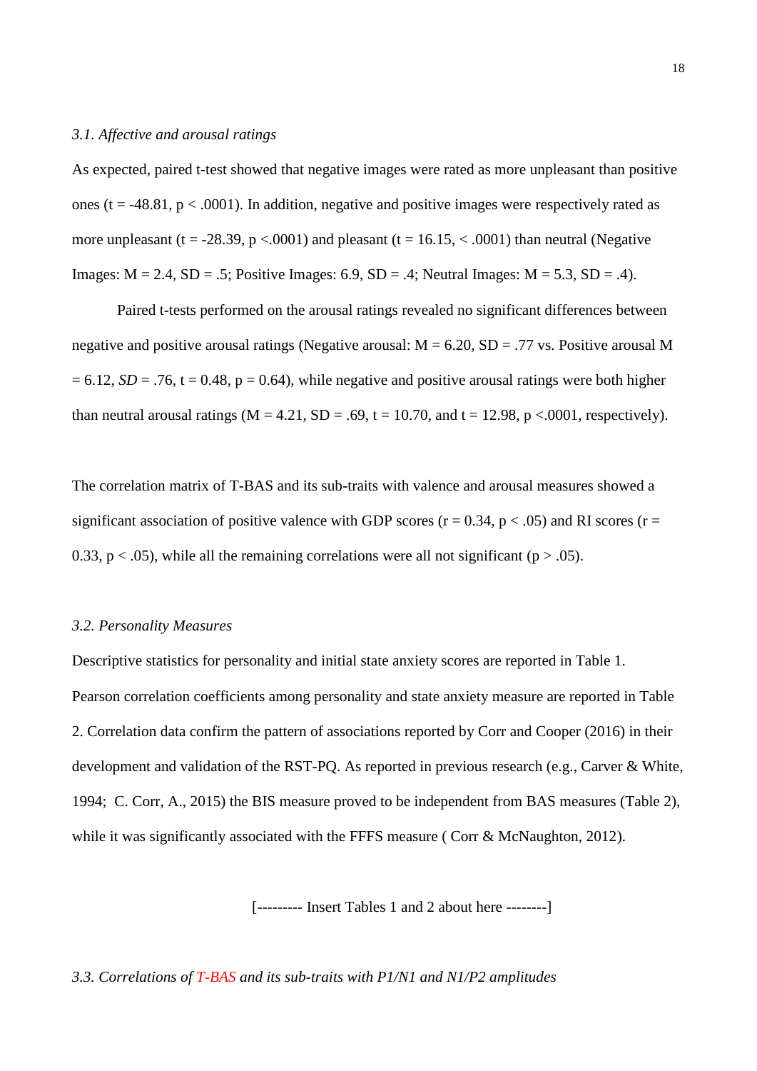### *3.1. Affective and arousal ratings*

As expected, paired t-test showed that negative images were rated as more unpleasant than positive ones (t = -48.81, p < .0001). In addition, negative and positive images were respectively rated as more unpleasant (t = -28.39, p <.0001) and pleasant (t = 16.15, < .0001) than neutral (Negative Images: M = 2.4, SD = .5; Positive Images: 6.9, SD = .4; Neutral Images: M = 5.3, SD = .4).

Paired t-tests performed on the arousal ratings revealed no significant differences between negative and positive arousal ratings (Negative arousal: M = 6.20, SD = .77 vs. Positive arousal M = 6.12, *SD* = .76, t = 0.48, p = 0.64), while negative and positive arousal ratings were both higher than neutral arousal ratings (M = 4.21, SD = .69, t = 10.70, and t = 12.98, p <.0001, respectively).

The correlation matrix of T-BAS and its sub-traits with valence and arousal measures showed a significant association of positive valence with GDP scores (r = 0.34, p < .05) and RI scores (r = 0.33, p < .05), while all the remaining correlations were all not significant (p > .05).

### *3.2. Personality Measures*

Descriptive statistics for personality and initial state anxiety scores are reported in Table 1. Pearson correlation coefficients among personality and state anxiety measure are reported in Table 2. Correlation data confirm the pattern of associations reported by Corr and Cooper (2016) in their development and validation of the RST-PQ. As reported in previous research (e.g., Carver & White, 1994; C. Corr, A., 2015) the BIS measure proved to be independent from BAS measures (Table 2), while it was significantly associated with the FFFS measure ( Corr & McNaughton, 2012).

[--------- Insert Tables 1 and 2 about here --------]

### *3.3. Correlations of T-BAS and its sub-traits with P1/N1 and N1/P2 amplitudes*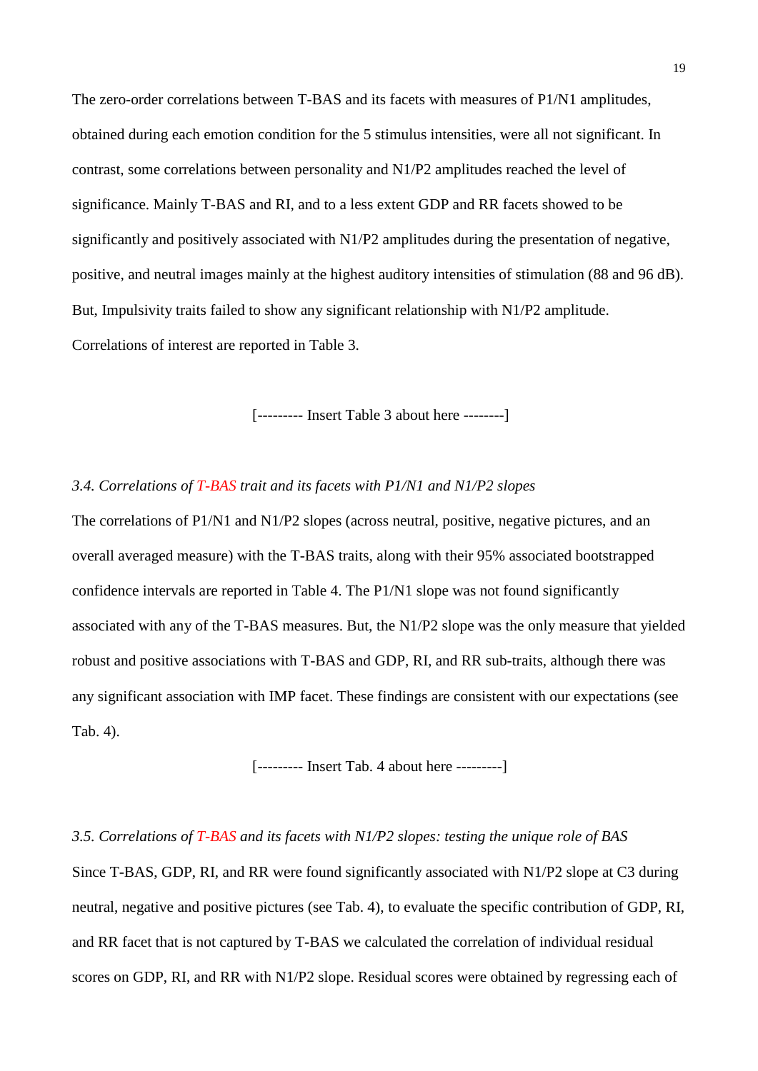The zero-order correlations between T-BAS and its facets with measures of P1/N1 amplitudes, obtained during each emotion condition for the 5 stimulus intensities, were all not significant. In contrast, some correlations between personality and N1/P2 amplitudes reached the level of significance. Mainly T-BAS and RI, and to a less extent GDP and RR facets showed to be significantly and positively associated with N1/P2 amplitudes during the presentation of negative, positive, and neutral images mainly at the highest auditory intensities of stimulation (88 and 96 dB). But, Impulsivity traits failed to show any significant relationship with N1/P2 amplitude. Correlations of interest are reported in Table 3.

[--------- Insert Table 3 about here --------]

### *3.4. Correlations of T-BAS trait and its facets with P1/N1 and N1/P2 slopes*

The correlations of P1/N1 and N1/P2 slopes (across neutral, positive, negative pictures, and an overall averaged measure) with the T-BAS traits, along with their 95% associated bootstrapped confidence intervals are reported in Table 4. The P1/N1 slope was not found significantly associated with any of the T-BAS measures. But, the N1/P2 slope was the only measure that yielded robust and positive associations with T-BAS and GDP, RI, and RR sub-traits, although there was any significant association with IMP facet. These findings are consistent with our expectations (see Tab. 4).

[--------- Insert Tab. 4 about here ---------]

### *3.5. Correlations of T-BAS and its facets with N1/P2 slopes: testing the unique role of BAS*

Since T-BAS, GDP, RI, and RR were found significantly associated with N1/P2 slope at C3 during neutral, negative and positive pictures (see Tab. 4), to evaluate the specific contribution of GDP, RI, and RR facet that is not captured by T-BAS we calculated the correlation of individual residual scores on GDP, RI, and RR with N1/P2 slope. Residual scores were obtained by regressing each of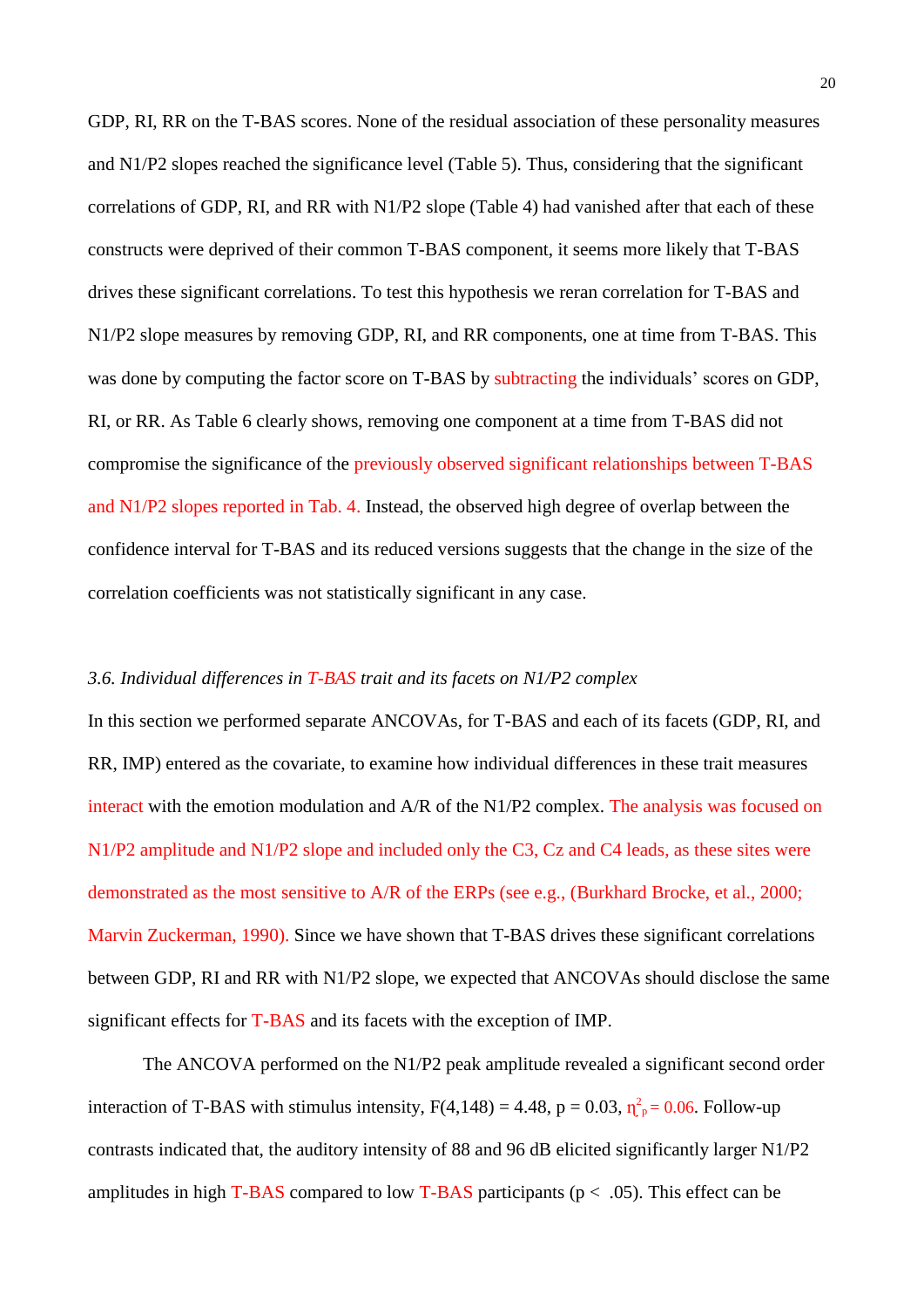GDP, RI, RR on the T-BAS scores. None of the residual association of these personality measures and N1/P2 slopes reached the significance level (Table 5). Thus, considering that the significant correlations of GDP, RI, and RR with N1/P2 slope (Table 4) had vanished after that each of these constructs were deprived of their common T-BAS component, it seems more likely that T-BAS drives these significant correlations. To test this hypothesis we reran correlation for T-BAS and N1/P2 slope measures by removing GDP, RI, and RR components, one at time from T-BAS. This was done by computing the factor score on T-BAS by subtracting the individuals' scores on GDP, RI, or RR. As Table 6 clearly shows, removing one component at a time from T-BAS did not compromise the significance of the previously observed significant relationships between T-BAS and N1/P2 slopes reported in Tab. 4. Instead, the observed high degree of overlap between the confidence interval for T-BAS and its reduced versions suggests that the change in the size of the correlation coefficients was not statistically significant in any case.

### *3.6. Individual differences in T-BAS trait and its facets on N1/P2 complex*

In this section we performed separate ANCOVAs, for T-BAS and each of its facets (GDP, RI, and RR, IMP) entered as the covariate, to examine how individual differences in these trait measures interact with the emotion modulation and A/R of the N1/P2 complex. The analysis was focused on N1/P2 amplitude and N1/P2 slope and included only the C3, Cz and C4 leads, as these sites were demonstrated as the most sensitive to A/R of the ERPs (see e.g., (Burkhard Brocke, et al., 2000; Marvin Zuckerman, 1990). Since we have shown that T-BAS drives these significant correlations between GDP, RI and RR with N1/P2 slope, we expected that ANCOVAs should disclose the same significant effects for T-BAS and its facets with the exception of IMP.

The ANCOVA performed on the N1/P2 peak amplitude revealed a significant second order interaction of T-BAS with stimulus intensity, $F(4,148) = 4.48$, $p = 0.03$, $\eta^2_p = 0.06$. Follow-up contrasts indicated that, the auditory intensity of 88 and 96 dB elicited significantly larger N1/P2 amplitudes in high T-BAS compared to low T-BAS participants ($p < .05$). This effect can be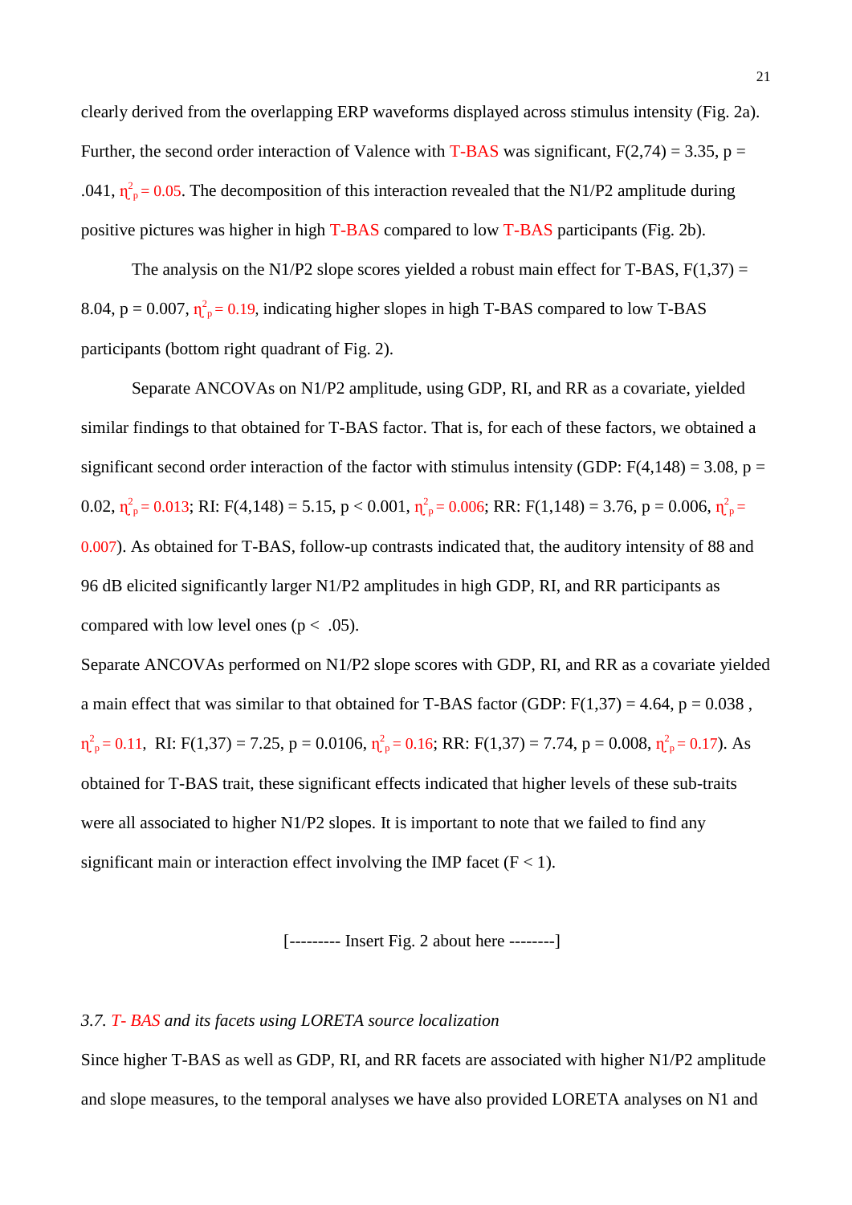clearly derived from the overlapping ERP waveforms displayed across stimulus intensity (Fig. 2a). Further, the second order interaction of Valence with T-BAS was significant, $F(2,74) = 3.35$, $p = .041$, $\eta^2_p = 0.05$. The decomposition of this interaction revealed that the N1/P2 amplitude during positive pictures was higher in high T-BAS compared to low T-BAS participants (Fig. 2b).

The analysis on the N1/P2 slope scores yielded a robust main effect for T-BAS, $F(1,37) = 8.04$, $p = 0.007$, $\eta^2_p = 0.19$, indicating higher slopes in high T-BAS compared to low T-BAS participants (bottom right quadrant of Fig. 2).

Separate ANCOVAs on N1/P2 amplitude, using GDP, RI, and RR as a covariate, yielded similar findings to that obtained for T-BAS factor. That is, for each of these factors, we obtained a significant second order interaction of the factor with stimulus intensity (GDP: $F(4,148) = 3.08$, $p = 0.02$, $\eta^2_p = 0.013$; RI: $F(4,148) = 5.15$, $p < 0.001$, $\eta^2_p = 0.006$; RR: $F(1,148) = 3.76$, $p = 0.006$, $\eta^2_p = 0.007$). As obtained for T-BAS, follow-up contrasts indicated that, the auditory intensity of 88 and 96 dB elicited significantly larger N1/P2 amplitudes in high GDP, RI, and RR participants as compared with low level ones ($p < .05$).

Separate ANCOVAs performed on N1/P2 slope scores with GDP, RI, and RR as a covariate yielded a main effect that was similar to that obtained for T-BAS factor (GDP: $F(1,37) = 4.64$, $p = 0.038$ , $\eta^2_p = 0.11$, RI: $F(1,37) = 7.25$, $p = 0.0106$, $\eta^2_p = 0.16$; RR: $F(1,37) = 7.74$, $p = 0.008$, $\eta^2_p = 0.17$). As obtained for T-BAS trait, these significant effects indicated that higher levels of these sub-traits were all associated to higher N1/P2 slopes. It is important to note that we failed to find any significant main or interaction effect involving the IMP facet ($F < 1$).

[--------- Insert Fig. 2 about here --------]

### *3.7. T- BAS and its facets using LORETA source localization*

Since higher T-BAS as well as GDP, RI, and RR facets are associated with higher N1/P2 amplitude and slope measures, to the temporal analyses we have also provided LORETA analyses on N1 and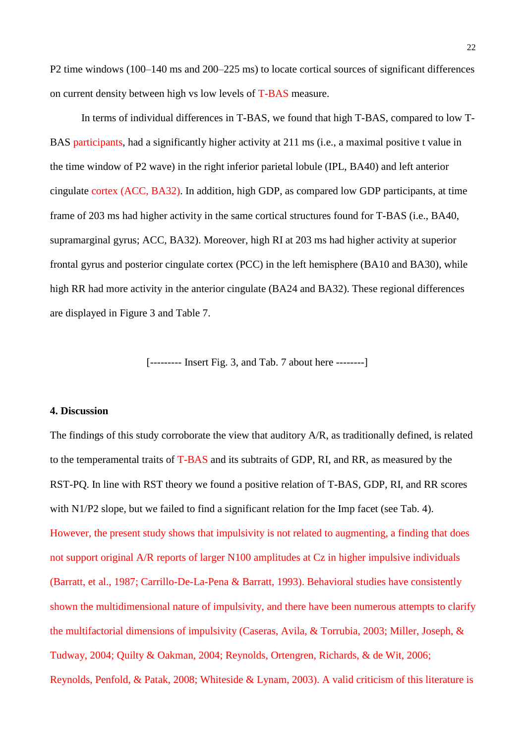P2 time windows (100–140 ms and 200–225 ms) to locate cortical sources of significant differences on current density between high vs low levels of T-BAS measure.

In terms of individual differences in T-BAS, we found that high T-BAS, compared to low T-BAS participants, had a significantly higher activity at 211 ms (i.e., a maximal positive t value in the time window of P2 wave) in the right inferior parietal lobule (IPL, BA40) and left anterior cingulate cortex (ACC, BA32). In addition, high GDP, as compared low GDP participants, at time frame of 203 ms had higher activity in the same cortical structures found for T-BAS (i.e., BA40, supramarginal gyrus; ACC, BA32). Moreover, high RI at 203 ms had higher activity at superior frontal gyrus and posterior cingulate cortex (PCC) in the left hemisphere (BA10 and BA30), while high RR had more activity in the anterior cingulate (BA24 and BA32). These regional differences are displayed in Figure 3 and Table 7.

[--------- Insert Fig. 3, and Tab. 7 about here --------]

## 4. Discussion

The findings of this study corroborate the view that auditory A/R, as traditionally defined, is related to the temperamental traits of T-BAS and its subtraits of GDP, RI, and RR, as measured by the RST-PQ. In line with RST theory we found a positive relation of T-BAS, GDP, RI, and RR scores with N1/P2 slope, but we failed to find a significant relation for the Imp facet (see Tab. 4). However, the present study shows that impulsivity is not related to augmenting, a finding that does not support original A/R reports of larger N100 amplitudes at Cz in higher impulsive individuals (Barratt, et al., 1987; Carrillo-De-La-Pena & Barratt, 1993). Behavioral studies have consistently shown the multidimensional nature of impulsivity, and there have been numerous attempts to clarify the multifactorial dimensions of impulsivity (Caseras, Avila, & Torrubia, 2003; Miller, Joseph, & Tudway, 2004; Quilty & Oakman, 2004; Reynolds, Ortengren, Richards, & de Wit, 2006; Reynolds, Penfold, & Patak, 2008; Whiteside & Lynam, 2003). A valid criticism of this literature is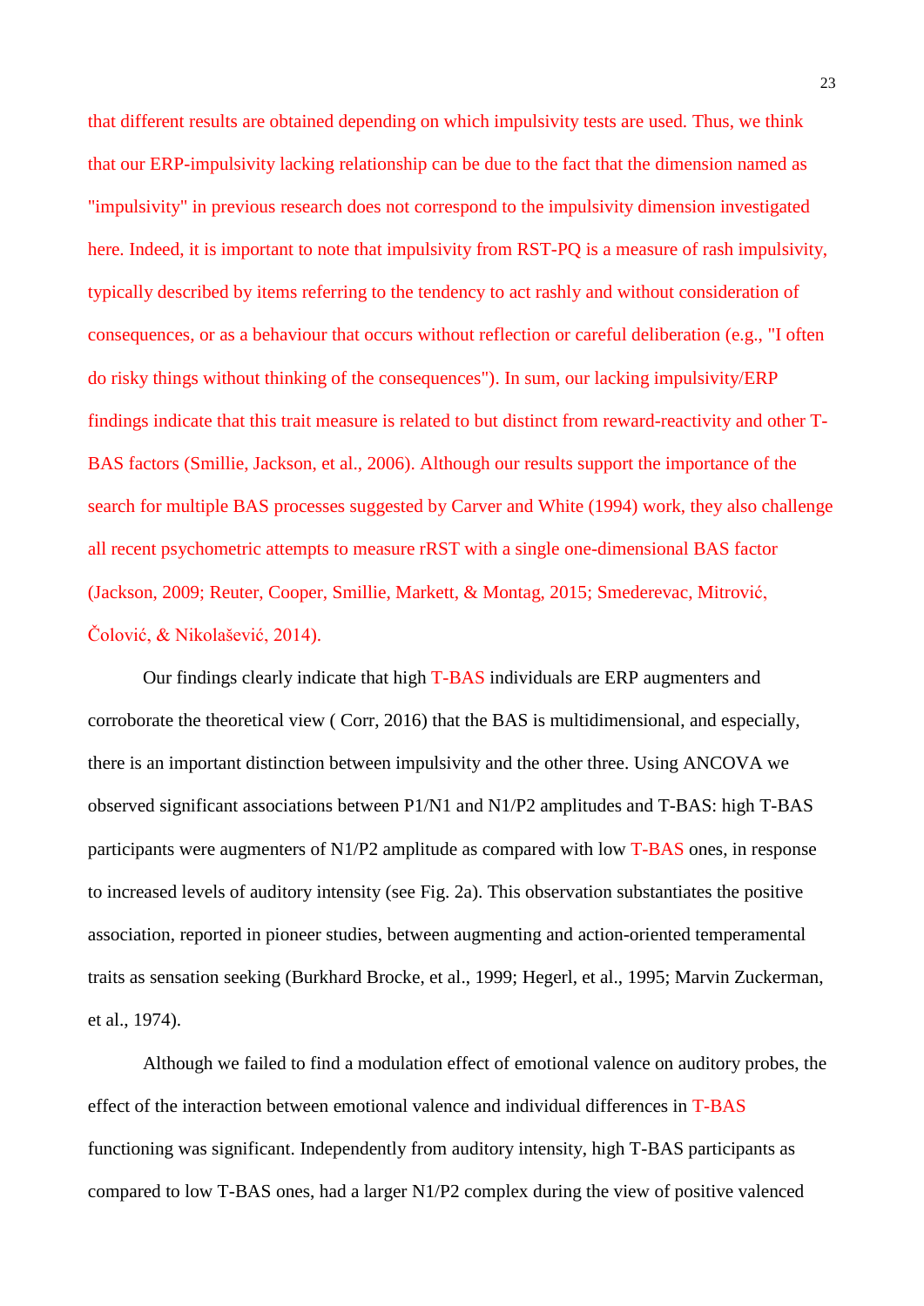that different results are obtained depending on which impulsivity tests are used. Thus, we think that our ERP-impulsivity lacking relationship can be due to the fact that the dimension named as "impulsivity" in previous research does not correspond to the impulsivity dimension investigated here. Indeed, it is important to note that impulsivity from RST-PQ is a measure of rash impulsivity, typically described by items referring to the tendency to act rashly and without consideration of consequences, or as a behaviour that occurs without reflection or careful deliberation (e.g., "I often do risky things without thinking of the consequences"). In sum, our lacking impulsivity/ERP findings indicate that this trait measure is related to but distinct from reward-reactivity and other T-BAS factors (Smillie, Jackson, et al., 2006). Although our results support the importance of the search for multiple BAS processes suggested by Carver and White (1994) work, they also challenge all recent psychometric attempts to measure rRST with a single one-dimensional BAS factor (Jackson, 2009; Reuter, Cooper, Smillie, Markett, & Montag, 2015; Smederevac, Mitrović, Čolović, & Nikolašević, 2014).

Our findings clearly indicate that high T-BAS individuals are ERP augmenters and corroborate the theoretical view ( Corr, 2016) that the BAS is multidimensional, and especially, there is an important distinction between impulsivity and the other three. Using ANCOVA we observed significant associations between P1/N1 and N1/P2 amplitudes and T-BAS: high T-BAS participants were augmenters of N1/P2 amplitude as compared with low T-BAS ones, in response to increased levels of auditory intensity (see Fig. 2a). This observation substantiates the positive association, reported in pioneer studies, between augmenting and action-oriented temperamental traits as sensation seeking (Burkhard Brocke, et al., 1999; Hegerl, et al., 1995; Marvin Zuckerman, et al., 1974).

Although we failed to find a modulation effect of emotional valence on auditory probes, the effect of the interaction between emotional valence and individual differences in T-BAS functioning was significant. Independently from auditory intensity, high T-BAS participants as compared to low T-BAS ones, had a larger N1/P2 complex during the view of positive valenced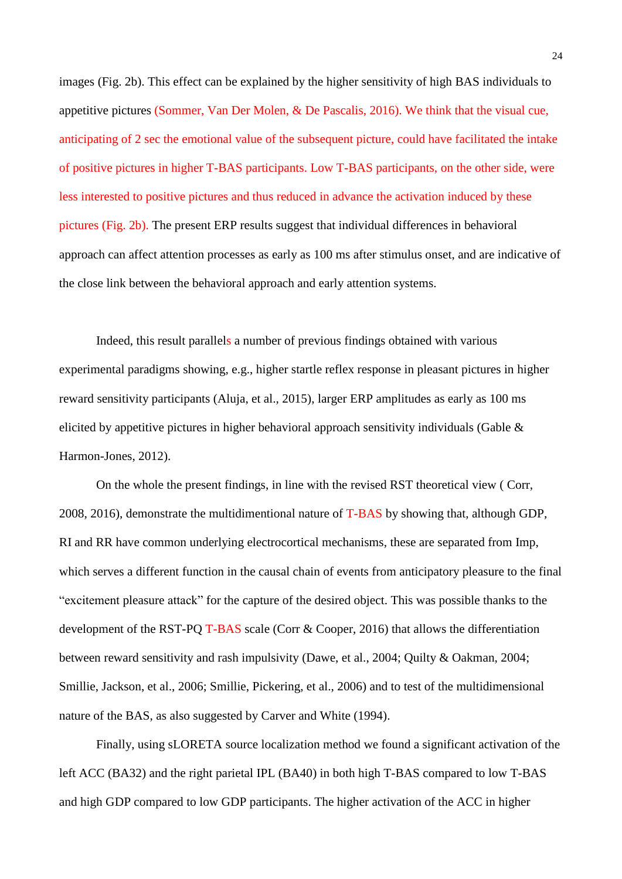images (Fig. 2b). This effect can be explained by the higher sensitivity of high BAS individuals to appetitive pictures (Sommer, Van Der Molen, & De Pascalis, 2016). We think that the visual cue, anticipating of 2 sec the emotional value of the subsequent picture, could have facilitated the intake of positive pictures in higher T-BAS participants. Low T-BAS participants, on the other side, were less interested to positive pictures and thus reduced in advance the activation induced by these pictures (Fig. 2b). The present ERP results suggest that individual differences in behavioral approach can affect attention processes as early as 100 ms after stimulus onset, and are indicative of the close link between the behavioral approach and early attention systems.

Indeed, this result parallels a number of previous findings obtained with various experimental paradigms showing, e.g., higher startle reflex response in pleasant pictures in higher reward sensitivity participants (Aluja, et al., 2015), larger ERP amplitudes as early as 100 ms elicited by appetitive pictures in higher behavioral approach sensitivity individuals (Gable & Harmon-Jones, 2012).

On the whole the present findings, in line with the revised RST theoretical view ( Corr, 2008, 2016), demonstrate the multidimentional nature of T-BAS by showing that, although GDP, RI and RR have common underlying electrocortical mechanisms, these are separated from Imp, which serves a different function in the causal chain of events from anticipatory pleasure to the final “excitement pleasure attack” for the capture of the desired object. This was possible thanks to the development of the RST-PQ T-BAS scale (Corr & Cooper, 2016) that allows the differentiation between reward sensitivity and rash impulsivity (Dawe, et al., 2004; Quilty & Oakman, 2004; Smillie, Jackson, et al., 2006; Smillie, Pickering, et al., 2006) and to test of the multidimensional nature of the BAS, as also suggested by Carver and White (1994).

Finally, using sLORETA source localization method we found a significant activation of the left ACC (BA32) and the right parietal IPL (BA40) in both high T-BAS compared to low T-BAS and high GDP compared to low GDP participants. The higher activation of the ACC in higher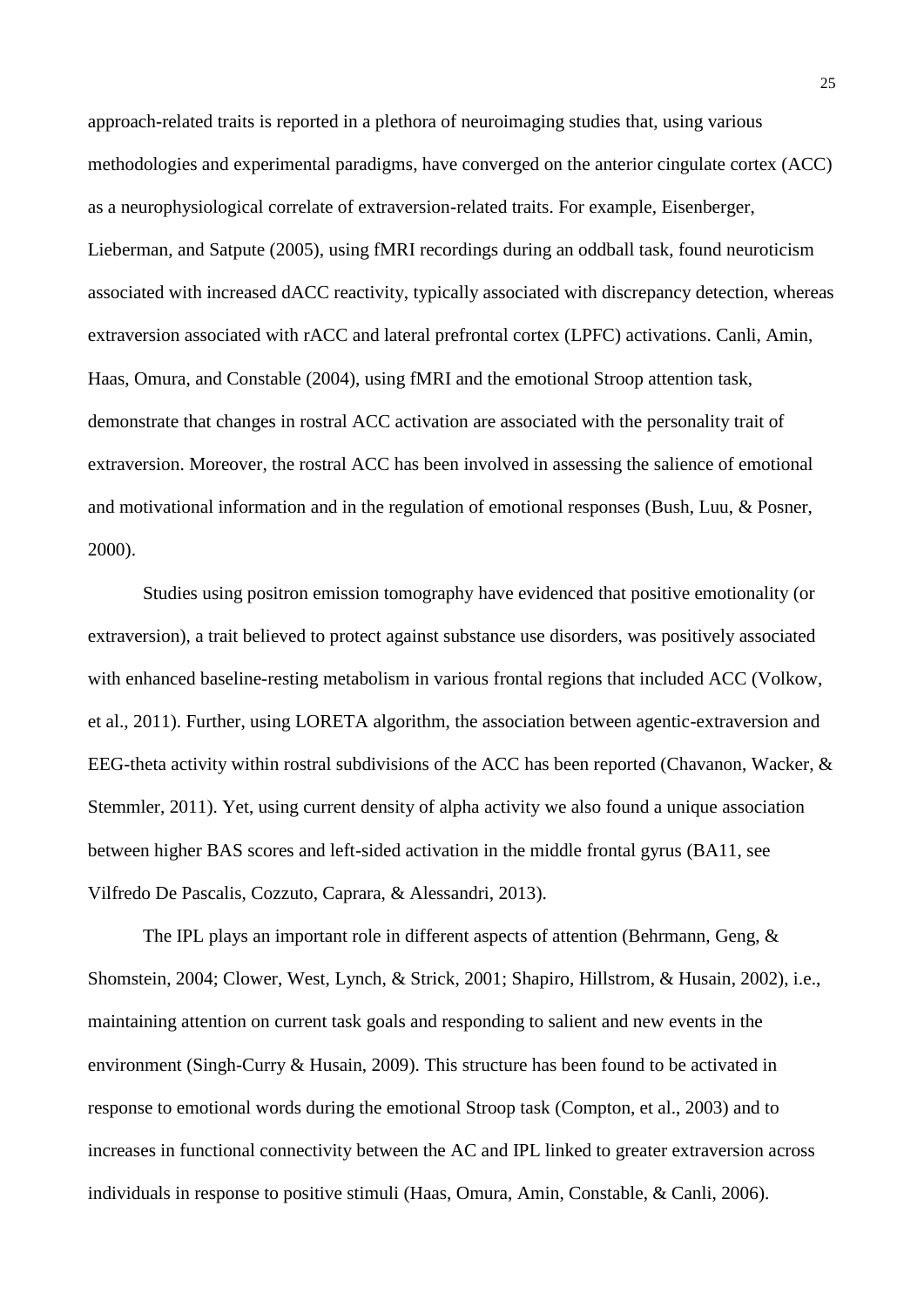approach-related traits is reported in a plethora of neuroimaging studies that, using various methodologies and experimental paradigms, have converged on the anterior cingulate cortex (ACC) as a neurophysiological correlate of extraversion-related traits. For example, Eisenberger, Lieberman, and Satpute (2005), using fMRI recordings during an oddball task, found neuroticism associated with increased dACC reactivity, typically associated with discrepancy detection, whereas extraversion associated with rACC and lateral prefrontal cortex (LPFC) activations. Canli, Amin, Haas, Omura, and Constable (2004), using fMRI and the emotional Stroop attention task, demonstrate that changes in rostral ACC activation are associated with the personality trait of extraversion. Moreover, the rostral ACC has been involved in assessing the salience of emotional and motivational information and in the regulation of emotional responses (Bush, Luu, & Posner, 2000).

Studies using positron emission tomography have evidenced that positive emotionality (or extraversion), a trait believed to protect against substance use disorders, was positively associated with enhanced baseline-resting metabolism in various frontal regions that included ACC (Volkow, et al., 2011). Further, using LORETA algorithm, the association between agentic-extraversion and EEG-theta activity within rostral subdivisions of the ACC has been reported (Chavanon, Wacker, & Stemmler, 2011). Yet, using current density of alpha activity we also found a unique association between higher BAS scores and left-sided activation in the middle frontal gyrus (BA11, see Vilfredo De Pascalis, Cozzuto, Caprara, & Alessandri, 2013).

The IPL plays an important role in different aspects of attention (Behrmann, Geng, & Shomstein, 2004; Clower, West, Lynch, & Strick, 2001; Shapiro, Hillstrom, & Husain, 2002), i.e., maintaining attention on current task goals and responding to salient and new events in the environment (Singh-Curry & Husain, 2009). This structure has been found to be activated in response to emotional words during the emotional Stroop task (Compton, et al., 2003) and to increases in functional connectivity between the AC and IPL linked to greater extraversion across individuals in response to positive stimuli (Haas, Omura, Amin, Constable, & Canli, 2006).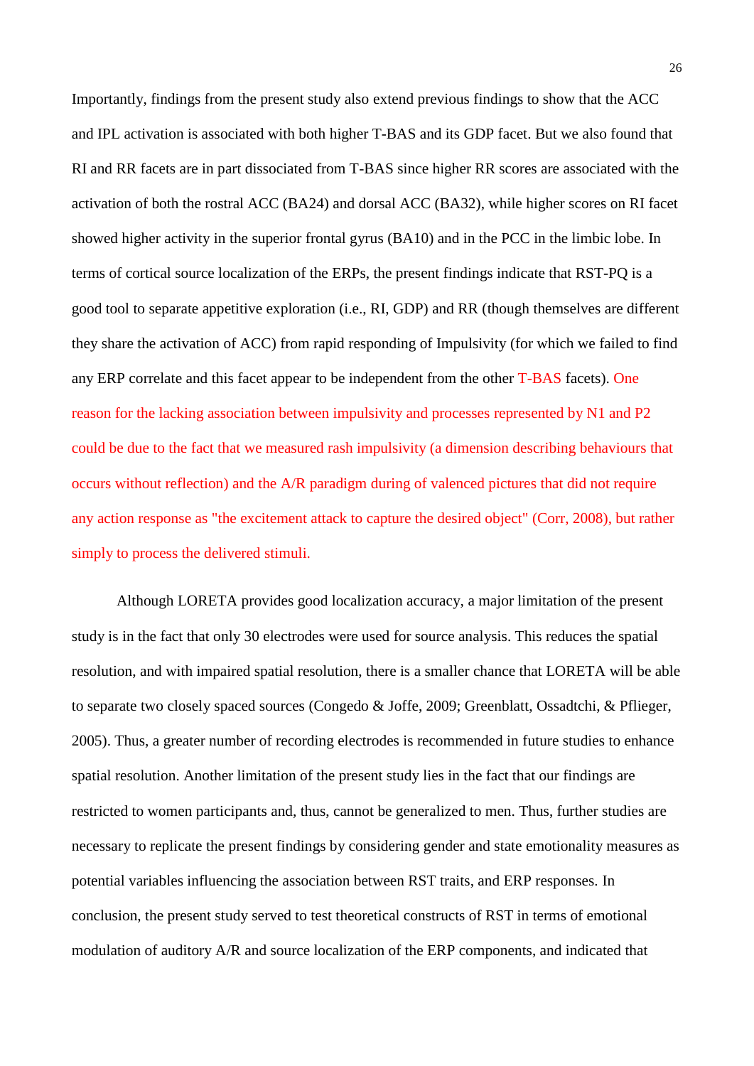Importantly, findings from the present study also extend previous findings to show that the ACC and IPL activation is associated with both higher T-BAS and its GDP facet. But we also found that RI and RR facets are in part dissociated from T-BAS since higher RR scores are associated with the activation of both the rostral ACC (BA24) and dorsal ACC (BA32), while higher scores on RI facet showed higher activity in the superior frontal gyrus (BA10) and in the PCC in the limbic lobe. In terms of cortical source localization of the ERPs, the present findings indicate that RST-PQ is a good tool to separate appetitive exploration (i.e., RI, GDP) and RR (though themselves are different they share the activation of ACC) from rapid responding of Impulsivity (for which we failed to find any ERP correlate and this facet appear to be independent from the other T-BAS facets). One reason for the lacking association between impulsivity and processes represented by N1 and P2 could be due to the fact that we measured rash impulsivity (a dimension describing behaviours that occurs without reflection) and the A/R paradigm during of valenced pictures that did not require any action response as "the excitement attack to capture the desired object" (Corr, 2008), but rather simply to process the delivered stimuli.

Although LORETA provides good localization accuracy, a major limitation of the present study is in the fact that only 30 electrodes were used for source analysis. This reduces the spatial resolution, and with impaired spatial resolution, there is a smaller chance that LORETA will be able to separate two closely spaced sources (Congedo & Joffe, 2009; Greenblatt, Ossadtchi, & Pflieger, 2005). Thus, a greater number of recording electrodes is recommended in future studies to enhance spatial resolution. Another limitation of the present study lies in the fact that our findings are restricted to women participants and, thus, cannot be generalized to men. Thus, further studies are necessary to replicate the present findings by considering gender and state emotionality measures as potential variables influencing the association between RST traits, and ERP responses. In conclusion, the present study served to test theoretical constructs of RST in terms of emotional modulation of auditory A/R and source localization of the ERP components, and indicated that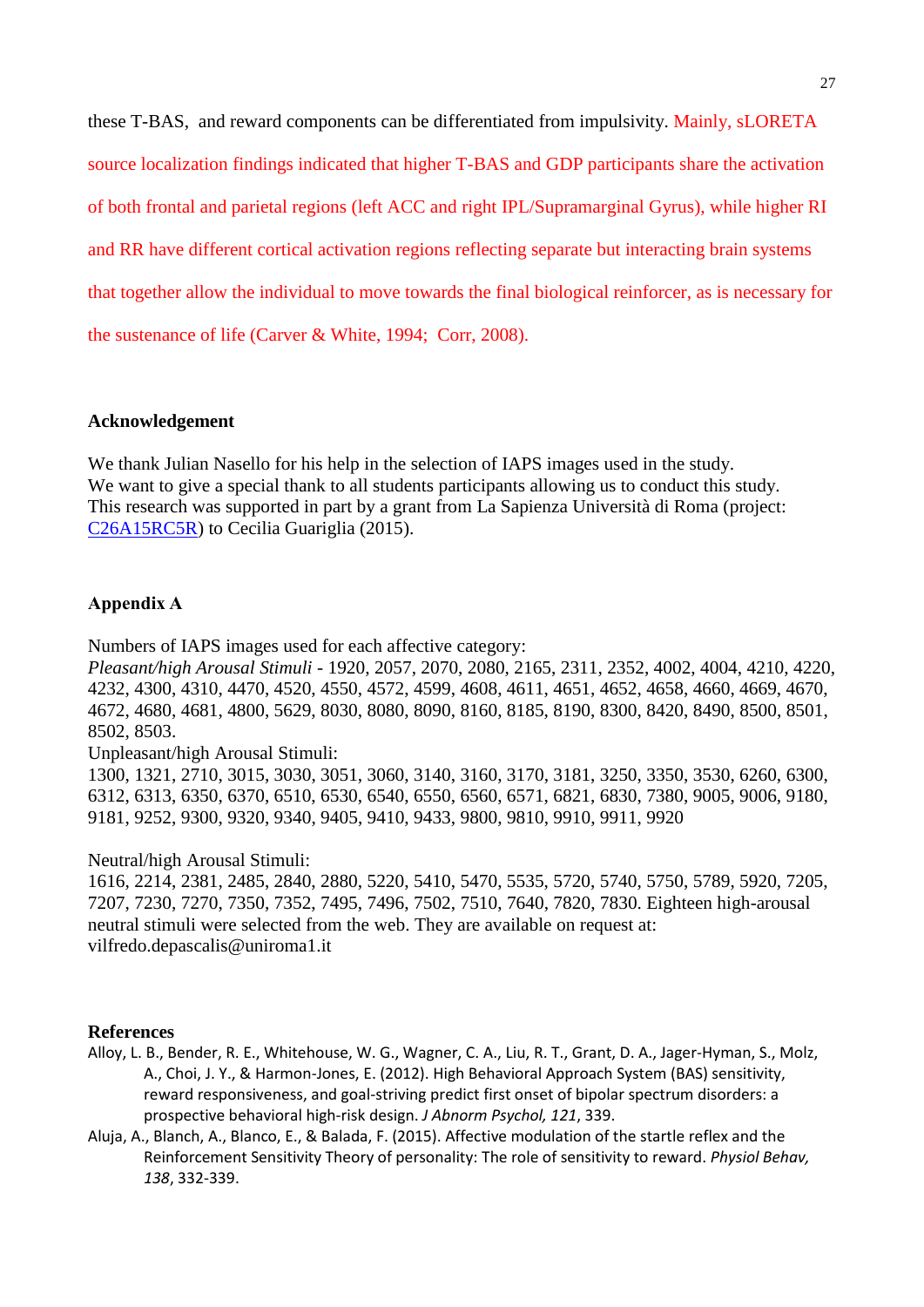these T-BAS, and reward components can be differentiated from impulsivity. Mainly, sLORETA source localization findings indicated that higher T-BAS and GDP participants share the activation of both frontal and parietal regions (left ACC and right IPL/Supramarginal Gyrus), while higher RI and RR have different cortical activation regions reflecting separate but interacting brain systems that together allow the individual to move towards the final biological reinforcer, as is necessary for the sustenance of life (Carver & White, 1994; Corr, 2008).

## Acknowledgement

We thank Julian Nasello for his help in the selection of IAPS images used in the study.
We want to give a special thank to all students participants allowing us to conduct this study.
This research was supported in part by a grant from La Sapienza Università di Roma (project: C26A15RC5R) to Cecilia Guariglia (2015).

## Appendix A

Numbers of IAPS images used for each affective category:
*Pleasant/high Arousal Stimuli* - 1920, 2057, 2070, 2080, 2165, 2311, 2352, 4002, 4004, 4210, 4220, 4232, 4300, 4310, 4470, 4520, 4550, 4572, 4599, 4608, 4611, 4651, 4652, 4658, 4660, 4669, 4670, 4672, 4680, 4681, 4800, 5629, 8030, 8080, 8090, 8160, 8185, 8190, 8300, 8420, 8490, 8500, 8501, 8502, 8503.
Unpleasant/high Arousal Stimuli:
1300, 1321, 2710, 3015, 3030, 3051, 3060, 3140, 3160, 3170, 3181, 3250, 3350, 3530, 6260, 6300, 6312, 6313, 6350, 6370, 6510, 6530, 6540, 6550, 6560, 6571, 6821, 6830, 7380, 9005, 9006, 9180, 9181, 9252, 9300, 9320, 9340, 9405, 9410, 9433, 9800, 9810, 9910, 9911, 9920

Neutral/high Arousal Stimuli:
1616, 2214, 2381, 2485, 2840, 2880, 5220, 5410, 5470, 5535, 5720, 5740, 5750, 5789, 5920, 7205, 7207, 7230, 7270, 7350, 7352, 7495, 7496, 7502, 7510, 7640, 7820, 7830. Eighteen high-arousal neutral stimuli were selected from the web. They are available on request at: vilfredo.depascalis@uniroma1.it

## References

Alloy, L. B., Bender, R. E., Whitehouse, W. G., Wagner, C. A., Liu, R. T., Grant, D. A., Jager-Hyman, S., Molz, A., Choi, J. Y., & Harmon-Jones, E. (2012). High Behavioral Approach System (BAS) sensitivity, reward responsiveness, and goal-striving predict first onset of bipolar spectrum disorders: a prospective behavioral high-risk design. *J Abnorm Psychol, 121*, 339.

Aluja, A., Blanch, A., Blanco, E., & Balada, F. (2015). Affective modulation of the startle reflex and the Reinforcement Sensitivity Theory of personality: The role of sensitivity to reward. *Physiol Behav, 138*, 332-339.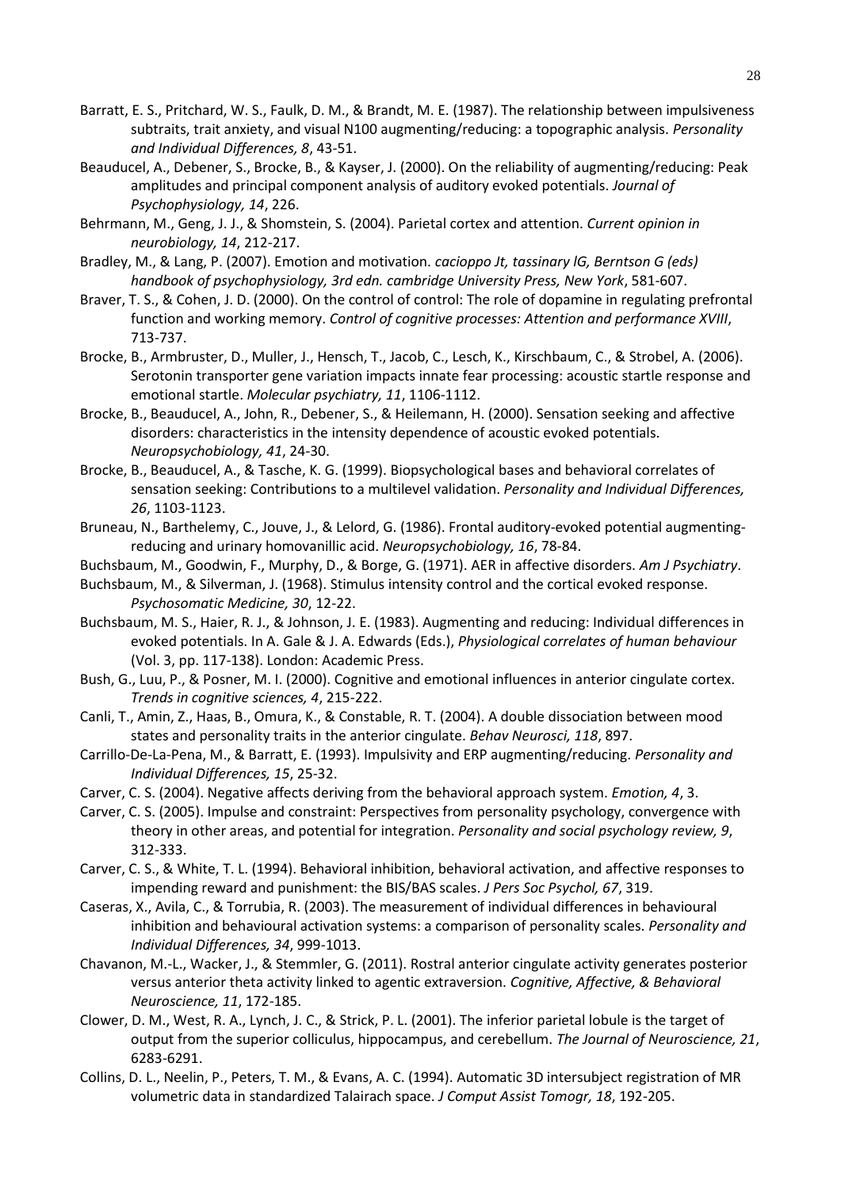Barratt, E. S., Pritchard, W. S., Faulk, D. M., & Brandt, M. E. (1987). The relationship between impulsiveness subtraits, trait anxiety, and visual N100 augmenting/reducing: a topographic analysis. *Personality and Individual Differences, 8*, 43-51.

Beauducel, A., Debener, S., Brocke, B., & Kayser, J. (2000). On the reliability of augmenting/reducing: Peak amplitudes and principal component analysis of auditory evoked potentials. *Journal of Psychophysiology, 14*, 226.

Behrmann, M., Geng, J. J., & Shomstein, S. (2004). Parietal cortex and attention. *Current opinion in neurobiology, 14*, 212-217.

Bradley, M., & Lang, P. (2007). Emotion and motivation. *cacioppo Jt, tassinary lG, Berntson G (eds) handbook of psychophysiology, 3rd edn. cambridge University Press, New York*, 581-607.

Braver, T. S., & Cohen, J. D. (2000). On the control of control: The role of dopamine in regulating prefrontal function and working memory. *Control of cognitive processes: Attention and performance XVIII*, 713-737.

Brocke, B., Armbruster, D., Muller, J., Hensch, T., Jacob, C., Lesch, K., Kirschbaum, C., & Strobel, A. (2006). Serotonin transporter gene variation impacts innate fear processing: acoustic startle response and emotional startle. *Molecular psychiatry, 11*, 1106-1112.

Brocke, B., Beauducel, A., John, R., Debener, S., & Heilemann, H. (2000). Sensation seeking and affective disorders: characteristics in the intensity dependence of acoustic evoked potentials. *Neuropsychobiology, 41*, 24-30.

Brocke, B., Beauducel, A., & Tasche, K. G. (1999). Biopsychological bases and behavioral correlates of sensation seeking: Contributions to a multilevel validation. *Personality and Individual Differences, 26*, 1103-1123.

Bruneau, N., Barthelemy, C., Jouve, J., & Lelord, G. (1986). Frontal auditory-evoked potential augmenting-reducing and urinary homovanillic acid. *Neuropsychobiology, 16*, 78-84.

Buchsbaum, M., Goodwin, F., Murphy, D., & Borge, G. (1971). AER in affective disorders. *Am J Psychiatry*.

Buchsbaum, M., & Silverman, J. (1968). Stimulus intensity control and the cortical evoked response. *Psychosomatic Medicine, 30*, 12-22.

Buchsbaum, M. S., Haier, R. J., & Johnson, J. E. (1983). Augmenting and reducing: Individual differences in evoked potentials. In A. Gale & J. A. Edwards (Eds.), *Physiological correlates of human behaviour* (Vol. 3, pp. 117-138). London: Academic Press.

Bush, G., Luu, P., & Posner, M. I. (2000). Cognitive and emotional influences in anterior cingulate cortex. *Trends in cognitive sciences, 4*, 215-222.

Canli, T., Amin, Z., Haas, B., Omura, K., & Constable, R. T. (2004). A double dissociation between mood states and personality traits in the anterior cingulate. *Behav Neurosci, 118*, 897.

Carrillo-De-La-Pena, M., & Barratt, E. (1993). Impulsivity and ERP augmenting/reducing. *Personality and Individual Differences, 15*, 25-32.

Carver, C. S. (2004). Negative affects deriving from the behavioral approach system. *Emotion, 4*, 3.

Carver, C. S. (2005). Impulse and constraint: Perspectives from personality psychology, convergence with theory in other areas, and potential for integration. *Personality and social psychology review, 9*, 312-333.

Carver, C. S., & White, T. L. (1994). Behavioral inhibition, behavioral activation, and affective responses to impending reward and punishment: the BIS/BAS scales. *J Pers Soc Psychol, 67*, 319.

Caseras, X., Avila, C., & Torrubia, R. (2003). The measurement of individual differences in behavioural inhibition and behavioural activation systems: a comparison of personality scales. *Personality and Individual Differences, 34*, 999-1013.

Chavanon, M.-L., Wacker, J., & Stemmler, G. (2011). Rostral anterior cingulate activity generates posterior versus anterior theta activity linked to agentic extraversion. *Cognitive, Affective, & Behavioral Neuroscience, 11*, 172-185.

Clower, D. M., West, R. A., Lynch, J. C., & Strick, P. L. (2001). The inferior parietal lobule is the target of output from the superior colliculus, hippocampus, and cerebellum. *The Journal of Neuroscience, 21*, 6283-6291.

Collins, D. L., Neelin, P., Peters, T. M., & Evans, A. C. (1994). Automatic 3D intersubject registration of MR volumetric data in standardized Talairach space. *J Comput Assist Tomogr, 18*, 192-205.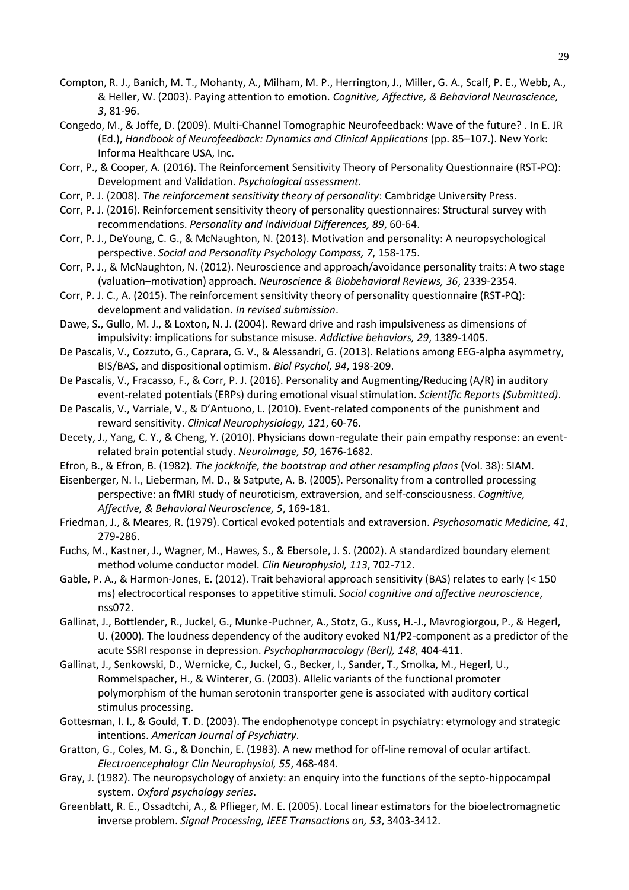Compton, R. J., Banich, M. T., Mohanty, A., Milham, M. P., Herrington, J., Miller, G. A., Scalf, P. E., Webb, A., & Heller, W. (2003). Paying attention to emotion. *Cognitive, Affective, & Behavioral Neuroscience, 3*, 81-96.

Congedo, M., & Joffe, D. (2009). Multi-Channel Tomographic Neurofeedback: Wave of the future? . In E. JR (Ed.), *Handbook of Neurofeedback: Dynamics and Clinical Applications* (pp. 85–107.). New York: Informa Healthcare USA, Inc.

Corr, P., & Cooper, A. (2016). The Reinforcement Sensitivity Theory of Personality Questionnaire (RST-PQ): Development and Validation. *Psychological assessment*.

Corr, P. J. (2008). *The reinforcement sensitivity theory of personality*: Cambridge University Press.

Corr, P. J. (2016). Reinforcement sensitivity theory of personality questionnaires: Structural survey with recommendations. *Personality and Individual Differences, 89*, 60-64.

Corr, P. J., DeYoung, C. G., & McNaughton, N. (2013). Motivation and personality: A neuropsychological perspective. *Social and Personality Psychology Compass, 7*, 158-175.

Corr, P. J., & McNaughton, N. (2012). Neuroscience and approach/avoidance personality traits: A two stage (valuation–motivation) approach. *Neuroscience & Biobehavioral Reviews, 36*, 2339-2354.

Corr, P. J. C., A. (2015). The reinforcement sensitivity theory of personality questionnaire (RST-PQ): development and validation. *In revised submission*.

Dawe, S., Gullo, M. J., & Loxton, N. J. (2004). Reward drive and rash impulsiveness as dimensions of impulsivity: implications for substance misuse. *Addictive behaviors, 29*, 1389-1405.

De Pascalis, V., Cozzuto, G., Caprara, G. V., & Alessandri, G. (2013). Relations among EEG-alpha asymmetry, BIS/BAS, and dispositional optimism. *Biol Psychol, 94*, 198-209.

De Pascalis, V., Fracasso, F., & Corr, P. J. (2016). Personality and Augmenting/Reducing (A/R) in auditory event-related potentials (ERPs) during emotional visual stimulation. *Scientific Reports (Submitted)*.

De Pascalis, V., Varriale, V., & D'Antuono, L. (2010). Event-related components of the punishment and reward sensitivity. *Clinical Neurophysiology, 121*, 60-76.

Decety, J., Yang, C. Y., & Cheng, Y. (2010). Physicians down-regulate their pain empathy response: an event-related brain potential study. *Neuroimage, 50*, 1676-1682.

Efron, B., & Efron, B. (1982). *The jackknife, the bootstrap and other resampling plans* (Vol. 38): SIAM.

Eisenberger, N. I., Lieberman, M. D., & Satpute, A. B. (2005). Personality from a controlled processing perspective: an fMRI study of neuroticism, extraversion, and self-consciousness. *Cognitive, Affective, & Behavioral Neuroscience, 5*, 169-181.

Friedman, J., & Meares, R. (1979). Cortical evoked potentials and extraversion. *Psychosomatic Medicine, 41*, 279-286.

Fuchs, M., Kastner, J., Wagner, M., Hawes, S., & Ebersole, J. S. (2002). A standardized boundary element method volume conductor model. *Clin Neurophysiol, 113*, 702-712.

Gable, P. A., & Harmon-Jones, E. (2012). Trait behavioral approach sensitivity (BAS) relates to early (< 150 ms) electrocortical responses to appetitive stimuli. *Social cognitive and affective neuroscience*, nss072.

Gallinat, J., Bottlender, R., Juckel, G., Munke-Puchner, A., Stotz, G., Kuss, H.-J., Mavrogiorgou, P., & Hegerl, U. (2000). The loudness dependency of the auditory evoked N1/P2-component as a predictor of the acute SSRI response in depression. *Psychopharmacology (Berl), 148*, 404-411.

Gallinat, J., Senkowski, D., Wernicke, C., Juckel, G., Becker, I., Sander, T., Smolka, M., Hegerl, U., Rommelspacher, H., & Winterer, G. (2003). Allelic variants of the functional promoter polymorphism of the human serotonin transporter gene is associated with auditory cortical stimulus processing.

Gottesman, I. I., & Gould, T. D. (2003). The endophenotype concept in psychiatry: etymology and strategic intentions. *American Journal of Psychiatry*.

Gratton, G., Coles, M. G., & Donchin, E. (1983). A new method for off-line removal of ocular artifact. *Electroencephalogr Clin Neurophysiol, 55*, 468-484.

Gray, J. (1982). The neuropsychology of anxiety: an enquiry into the functions of the septo-hippocampal system. *Oxford psychology series*.

Greenblatt, R. E., Ossadtchi, A., & Pflieger, M. E. (2005). Local linear estimators for the bioelectromagnetic inverse problem. *Signal Processing, IEEE Transactions on, 53*, 3403-3412.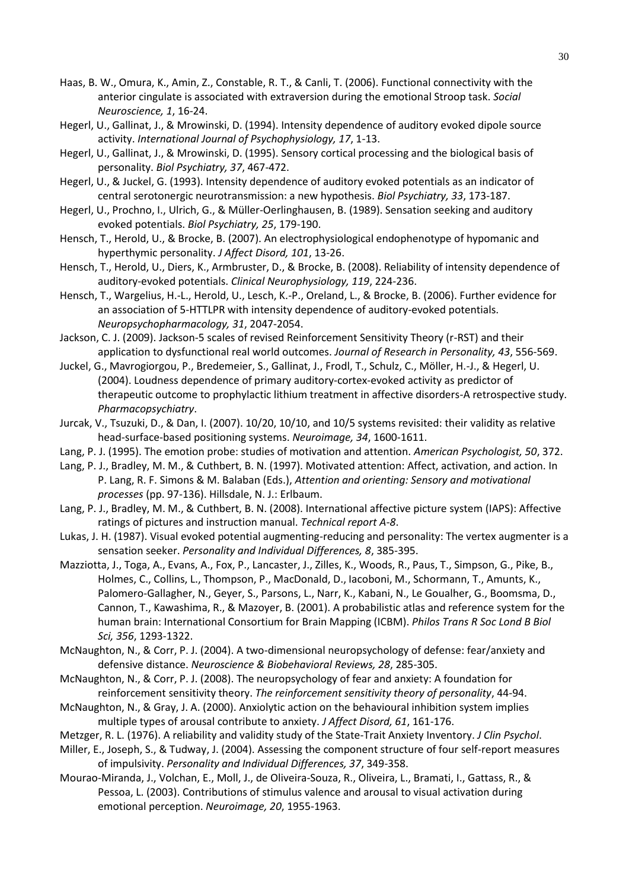Haas, B. W., Omura, K., Amin, Z., Constable, R. T., & Canli, T. (2006). Functional connectivity with the anterior cingulate is associated with extraversion during the emotional Stroop task. *Social Neuroscience, 1*, 16-24.

Hegerl, U., Gallinat, J., & Mrowinski, D. (1994). Intensity dependence of auditory evoked dipole source activity. *International Journal of Psychophysiology, 17*, 1-13.

Hegerl, U., Gallinat, J., & Mrowinski, D. (1995). Sensory cortical processing and the biological basis of personality. *Biol Psychiatry, 37*, 467-472.

Hegerl, U., & Juckel, G. (1993). Intensity dependence of auditory evoked potentials as an indicator of central serotonergic neurotransmission: a new hypothesis. *Biol Psychiatry, 33*, 173-187.

Hegerl, U., Prochno, I., Ulrich, G., & Müller-Oerlinghausen, B. (1989). Sensation seeking and auditory evoked potentials. *Biol Psychiatry, 25*, 179-190.

Hensch, T., Herold, U., & Brocke, B. (2007). An electrophysiological endophenotype of hypomanic and hyperthymic personality. *J Affect Disord, 101*, 13-26.

Hensch, T., Herold, U., Diers, K., Armbruster, D., & Brocke, B. (2008). Reliability of intensity dependence of auditory-evoked potentials. *Clinical Neurophysiology, 119*, 224-236.

Hensch, T., Wargelius, H.-L., Herold, U., Lesch, K.-P., Oreland, L., & Brocke, B. (2006). Further evidence for an association of 5-HTTLPR with intensity dependence of auditory-evoked potentials. *Neuropsychopharmacology, 31*, 2047-2054.

Jackson, C. J. (2009). Jackson-5 scales of revised Reinforcement Sensitivity Theory (r-RST) and their application to dysfunctional real world outcomes. *Journal of Research in Personality, 43*, 556-569.

Juckel, G., Mavrogiorgou, P., Bredemeier, S., Gallinat, J., Frodl, T., Schulz, C., Möller, H.-J., & Hegerl, U. (2004). Loudness dependence of primary auditory-cortex-evoked activity as predictor of therapeutic outcome to prophylactic lithium treatment in affective disorders-A retrospective study. *Pharmacopsychiatry*.

Jurcak, V., Tsuzuki, D., & Dan, I. (2007). 10/20, 10/10, and 10/5 systems revisited: their validity as relative head-surface-based positioning systems. *Neuroimage, 34*, 1600-1611.

Lang, P. J. (1995). The emotion probe: studies of motivation and attention. *American Psychologist, 50*, 372.

Lang, P. J., Bradley, M. M., & Cuthbert, B. N. (1997). Motivated attention: Affect, activation, and action. In P. Lang, R. F. Simons & M. Balaban (Eds.), *Attention and orienting: Sensory and motivational processes* (pp. 97-136). Hillsdale, N. J.: Erlbaum.

Lang, P. J., Bradley, M. M., & Cuthbert, B. N. (2008). International affective picture system (IAPS): Affective ratings of pictures and instruction manual. *Technical report A-8*.

Lukas, J. H. (1987). Visual evoked potential augmenting-reducing and personality: The vertex augmenter is a sensation seeker. *Personality and Individual Differences, 8*, 385-395.

Mazziotta, J., Toga, A., Evans, A., Fox, P., Lancaster, J., Zilles, K., Woods, R., Paus, T., Simpson, G., Pike, B., Holmes, C., Collins, L., Thompson, P., MacDonald, D., Iacoboni, M., Schormann, T., Amunts, K., Palomero-Gallagher, N., Geyer, S., Parsons, L., Narr, K., Kabani, N., Le Goualher, G., Boomsma, D., Cannon, T., Kawashima, R., & Mazoyer, B. (2001). A probabilistic atlas and reference system for the human brain: International Consortium for Brain Mapping (ICBM). *Philos Trans R Soc Lond B Biol Sci, 356*, 1293-1322.

McNaughton, N., & Corr, P. J. (2004). A two-dimensional neuropsychology of defense: fear/anxiety and defensive distance. *Neuroscience & Biobehavioral Reviews, 28*, 285-305.

McNaughton, N., & Corr, P. J. (2008). The neuropsychology of fear and anxiety: A foundation for reinforcement sensitivity theory. *The reinforcement sensitivity theory of personality*, 44-94.

McNaughton, N., & Gray, J. A. (2000). Anxiolytic action on the behavioural inhibition system implies multiple types of arousal contribute to anxiety. *J Affect Disord, 61*, 161-176.

Metzger, R. L. (1976). A reliability and validity study of the State-Trait Anxiety Inventory. *J Clin Psychol*.

Miller, E., Joseph, S., & Tudway, J. (2004). Assessing the component structure of four self-report measures of impulsivity. *Personality and Individual Differences, 37*, 349-358.

Mourao-Miranda, J., Volchan, E., Moll, J., de Oliveira-Souza, R., Oliveira, L., Bramati, I., Gattass, R., & Pessoa, L. (2003). Contributions of stimulus valence and arousal to visual activation during emotional perception. *Neuroimage, 20*, 1955-1963.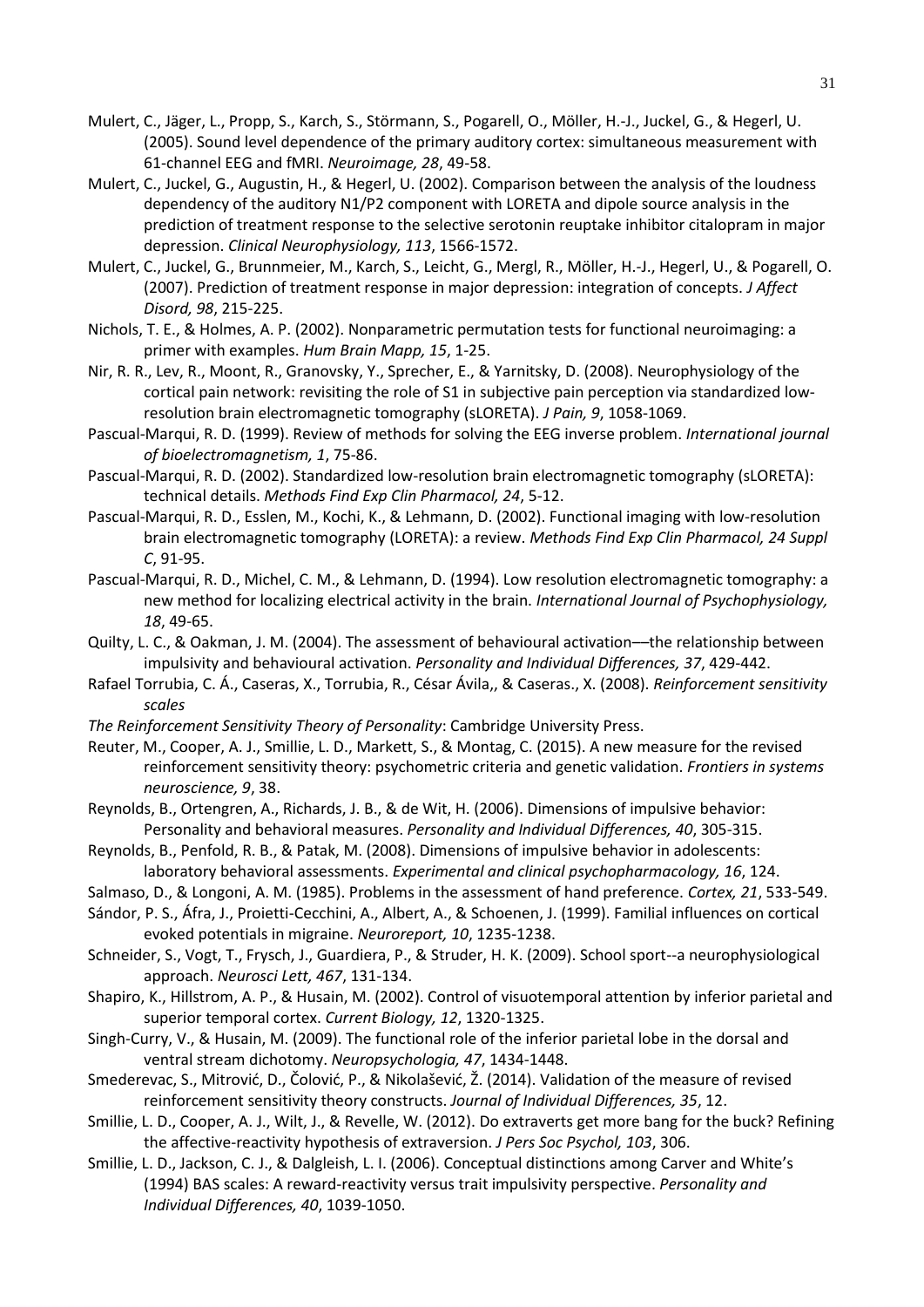Mulert, C., Jäger, L., Propp, S., Karch, S., Störmann, S., Pogarell, O., Möller, H.-J., Juckel, G., & Hegerl, U. (2005). Sound level dependence of the primary auditory cortex: simultaneous measurement with 61-channel EEG and fMRI. *Neuroimage, 28*, 49-58.

Mulert, C., Juckel, G., Augustin, H., & Hegerl, U. (2002). Comparison between the analysis of the loudness dependency of the auditory N1/P2 component with LORETA and dipole source analysis in the prediction of treatment response to the selective serotonin reuptake inhibitor citalopram in major depression. *Clinical Neurophysiology, 113*, 1566-1572.

Mulert, C., Juckel, G., Brunnmeier, M., Karch, S., Leicht, G., Mergl, R., Möller, H.-J., Hegerl, U., & Pogarell, O. (2007). Prediction of treatment response in major depression: integration of concepts. *J Affect Disord, 98*, 215-225.

Nichols, T. E., & Holmes, A. P. (2002). Nonparametric permutation tests for functional neuroimaging: a primer with examples. *Hum Brain Mapp, 15*, 1-25.

Nir, R. R., Lev, R., Moont, R., Granovsky, Y., Sprecher, E., & Yarnitsky, D. (2008). Neurophysiology of the cortical pain network: revisiting the role of S1 in subjective pain perception via standardized low-resolution brain electromagnetic tomography (sLORETA). *J Pain, 9*, 1058-1069.

Pascual-Marqui, R. D. (1999). Review of methods for solving the EEG inverse problem. *International journal of bioelectromagnetism, 1*, 75-86.

Pascual-Marqui, R. D. (2002). Standardized low-resolution brain electromagnetic tomography (sLORETA): technical details. *Methods Find Exp Clin Pharmacol, 24*, 5-12.

Pascual-Marqui, R. D., Esslen, M., Kochi, K., & Lehmann, D. (2002). Functional imaging with low-resolution brain electromagnetic tomography (LORETA): a review. *Methods Find Exp Clin Pharmacol, 24 Suppl C*, 91-95.

Pascual-Marqui, R. D., Michel, C. M., & Lehmann, D. (1994). Low resolution electromagnetic tomography: a new method for localizing electrical activity in the brain. *International Journal of Psychophysiology, 18*, 49-65.

Quilty, L. C., & Oakman, J. M. (2004). The assessment of behavioural activation––the relationship between impulsivity and behavioural activation. *Personality and Individual Differences, 37*, 429-442.

Rafael Torrubia, C. Á., Caseras, X., Torrubia, R., César Ávila,, & Caseras., X. (2008). *Reinforcement sensitivity scales*

*The Reinforcement Sensitivity Theory of Personality*: Cambridge University Press.

Reuter, M., Cooper, A. J., Smillie, L. D., Markett, S., & Montag, C. (2015). A new measure for the revised reinforcement sensitivity theory: psychometric criteria and genetic validation. *Frontiers in systems neuroscience, 9*, 38.

Reynolds, B., Ortengren, A., Richards, J. B., & de Wit, H. (2006). Dimensions of impulsive behavior: Personality and behavioral measures. *Personality and Individual Differences, 40*, 305-315.

Reynolds, B., Penfold, R. B., & Patak, M. (2008). Dimensions of impulsive behavior in adolescents: laboratory behavioral assessments. *Experimental and clinical psychopharmacology, 16*, 124.

Salmaso, D., & Longoni, A. M. (1985). Problems in the assessment of hand preference. *Cortex, 21*, 533-549.

Sándor, P. S., Áfra, J., Proietti-Cecchini, A., Albert, A., & Schoenen, J. (1999). Familial influences on cortical evoked potentials in migraine. *Neuroreport, 10*, 1235-1238.

Schneider, S., Vogt, T., Frysch, J., Guardiera, P., & Struder, H. K. (2009). School sport--a neurophysiological approach. *Neurosci Lett, 467*, 131-134.

Shapiro, K., Hillstrom, A. P., & Husain, M. (2002). Control of visuotemporal attention by inferior parietal and superior temporal cortex. *Current Biology, 12*, 1320-1325.

Singh-Curry, V., & Husain, M. (2009). The functional role of the inferior parietal lobe in the dorsal and ventral stream dichotomy. *Neuropsychologia, 47*, 1434-1448.

Smederevac, S., Mitrović, D., Čolović, P., & Nikolašević, Ž. (2014). Validation of the measure of revised reinforcement sensitivity theory constructs. *Journal of Individual Differences, 35*, 12.

Smillie, L. D., Cooper, A. J., Wilt, J., & Revelle, W. (2012). Do extraverts get more bang for the buck? Refining the affective-reactivity hypothesis of extraversion. *J Pers Soc Psychol, 103*, 306.

Smillie, L. D., Jackson, C. J., & Dalgleish, L. I. (2006). Conceptual distinctions among Carver and White's (1994) BAS scales: A reward-reactivity versus trait impulsivity perspective. *Personality and Individual Differences, 40*, 1039-1050.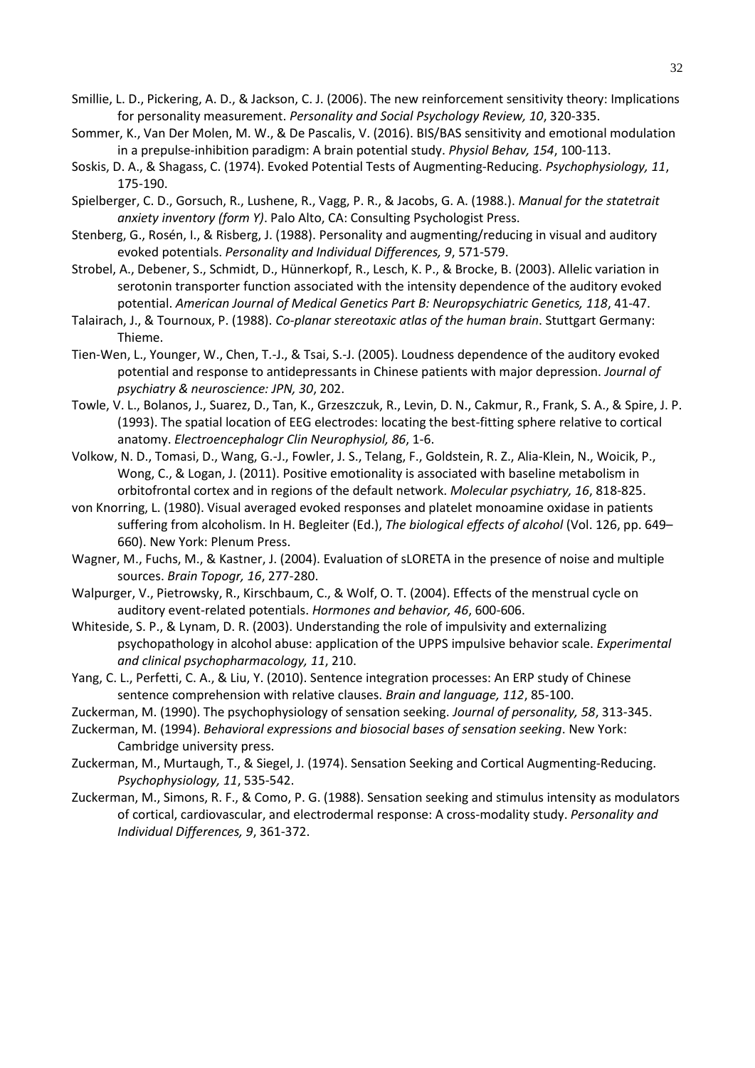Smillie, L. D., Pickering, A. D., & Jackson, C. J. (2006). The new reinforcement sensitivity theory: Implications for personality measurement. *Personality and Social Psychology Review, 10*, 320-335.

Sommer, K., Van Der Molen, M. W., & De Pascalis, V. (2016). BIS/BAS sensitivity and emotional modulation in a prepulse-inhibition paradigm: A brain potential study. *Physiol Behav, 154*, 100-113.

Soskis, D. A., & Shagass, C. (1974). Evoked Potential Tests of Augmenting-Reducing. *Psychophysiology, 11*, 175-190.

Spielberger, C. D., Gorsuch, R., Lushene, R., Vagg, P. R., & Jacobs, G. A. (1988.). *Manual for the statetrait anxiety inventory (form Y)*. Palo Alto, CA: Consulting Psychologist Press.

Stenberg, G., Rosén, I., & Risberg, J. (1988). Personality and augmenting/reducing in visual and auditory evoked potentials. *Personality and Individual Differences, 9*, 571-579.

Strobel, A., Debener, S., Schmidt, D., Hünnerkopf, R., Lesch, K. P., & Brocke, B. (2003). Allelic variation in serotonin transporter function associated with the intensity dependence of the auditory evoked potential. *American Journal of Medical Genetics Part B: Neuropsychiatric Genetics, 118*, 41-47.

Talairach, J., & Tournoux, P. (1988). *Co-planar stereotaxic atlas of the human brain*. Stuttgart Germany: Thieme.

Tien-Wen, L., Younger, W., Chen, T.-J., & Tsai, S.-J. (2005). Loudness dependence of the auditory evoked potential and response to antidepressants in Chinese patients with major depression. *Journal of psychiatry & neuroscience: JPN, 30*, 202.

Towle, V. L., Bolanos, J., Suarez, D., Tan, K., Grzeszczuk, R., Levin, D. N., Cakmur, R., Frank, S. A., & Spire, J. P. (1993). The spatial location of EEG electrodes: locating the best-fitting sphere relative to cortical anatomy. *Electroencephalogr Clin Neurophysiol, 86*, 1-6.

Volkow, N. D., Tomasi, D., Wang, G.-J., Fowler, J. S., Telang, F., Goldstein, R. Z., Alia-Klein, N., Woicik, P., Wong, C., & Logan, J. (2011). Positive emotionality is associated with baseline metabolism in orbitofrontal cortex and in regions of the default network. *Molecular psychiatry, 16*, 818-825.

von Knorring, L. (1980). Visual averaged evoked responses and platelet monoamine oxidase in patients suffering from alcoholism. In H. Begleiter (Ed.), *The biological effects of alcohol* (Vol. 126, pp. 649–660). New York: Plenum Press.

Wagner, M., Fuchs, M., & Kastner, J. (2004). Evaluation of sLORETA in the presence of noise and multiple sources. *Brain Topogr, 16*, 277-280.

Walpurger, V., Pietrowsky, R., Kirschbaum, C., & Wolf, O. T. (2004). Effects of the menstrual cycle on auditory event-related potentials. *Hormones and behavior, 46*, 600-606.

Whiteside, S. P., & Lynam, D. R. (2003). Understanding the role of impulsivity and externalizing psychopathology in alcohol abuse: application of the UPPS impulsive behavior scale. *Experimental and clinical psychopharmacology, 11*, 210.

Yang, C. L., Perfetti, C. A., & Liu, Y. (2010). Sentence integration processes: An ERP study of Chinese sentence comprehension with relative clauses. *Brain and language, 112*, 85-100.

Zuckerman, M. (1990). The psychophysiology of sensation seeking. *Journal of personality, 58*, 313-345.

Zuckerman, M. (1994). *Behavioral expressions and biosocial bases of sensation seeking*. New York: Cambridge university press.

Zuckerman, M., Murtaugh, T., & Siegel, J. (1974). Sensation Seeking and Cortical Augmenting-Reducing. *Psychophysiology, 11*, 535-542.

Zuckerman, M., Simons, R. F., & Como, P. G. (1988). Sensation seeking and stimulus intensity as modulators of cortical, cardiovascular, and electrodermal response: A cross-modality study. *Personality and Individual Differences, 9*, 361-372.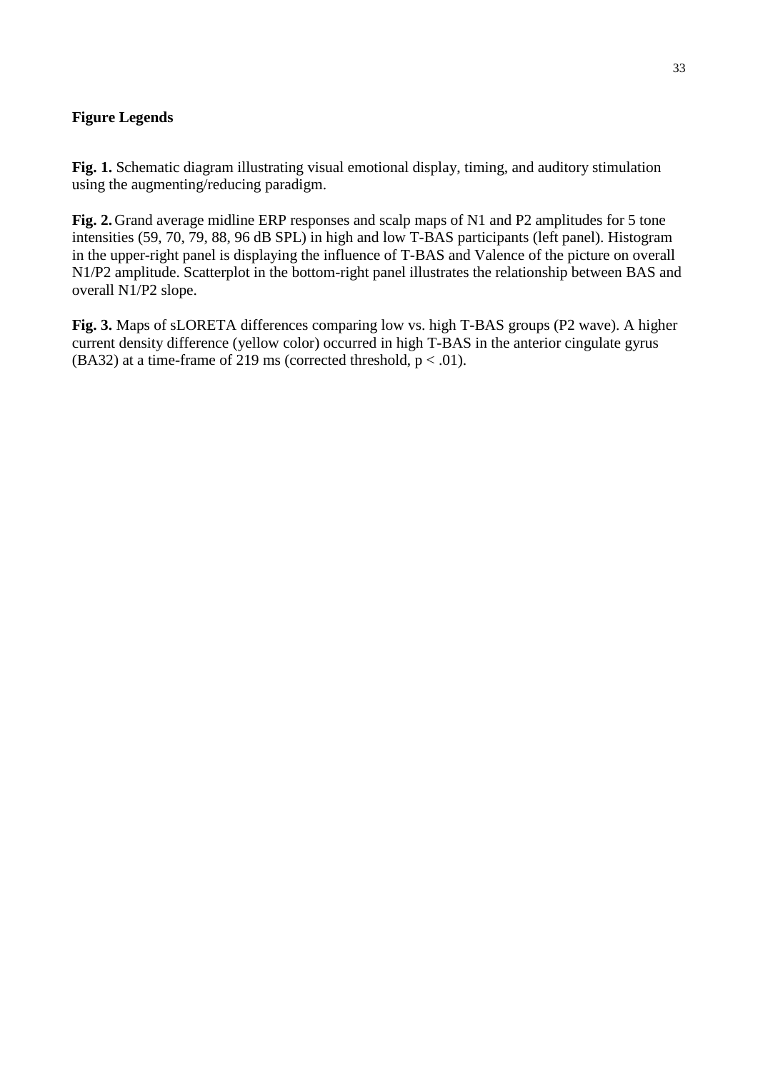**Figure Legends**

**Fig. 1.** Schematic diagram illustrating visual emotional display, timing, and auditory stimulation using the augmenting/reducing paradigm.

**Fig. 2.** Grand average midline ERP responses and scalp maps of N1 and P2 amplitudes for 5 tone intensities (59, 70, 79, 88, 96 dB SPL) in high and low T-BAS participants (left panel). Histogram in the upper-right panel is displaying the influence of T-BAS and Valence of the picture on overall N1/P2 amplitude. Scatterplot in the bottom-right panel illustrates the relationship between BAS and overall N1/P2 slope.

**Fig. 3.** Maps of sLORETA differences comparing low vs. high T-BAS groups (P2 wave). A higher current density difference (yellow color) occurred in high T-BAS in the anterior cingulate gyrus (BA32) at a time-frame of 219 ms (corrected threshold, $p < .01$).